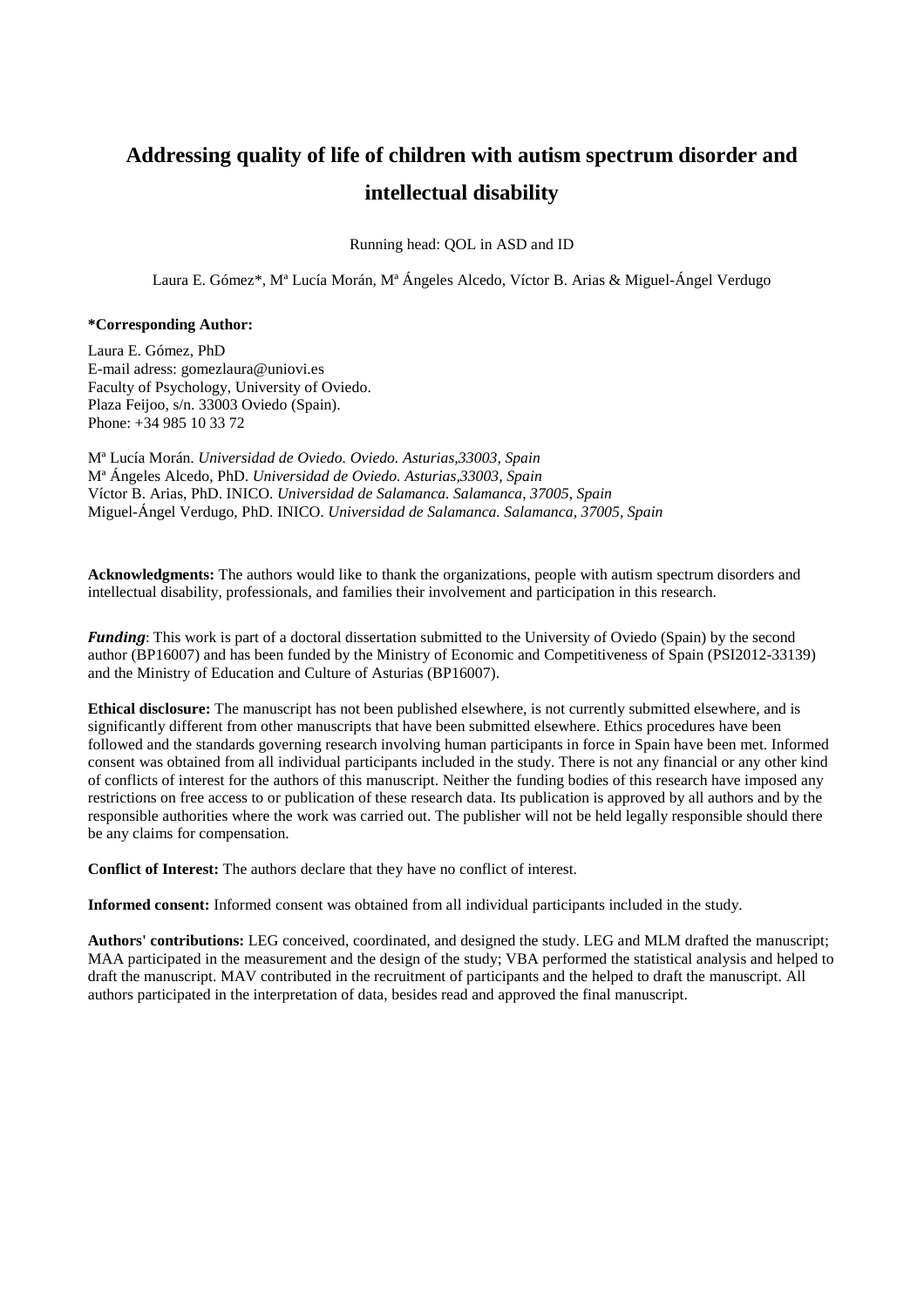# Addressing quality of life of children with autism spectrum disorder and intellectual disability

Running head: QOL in ASD and ID

Laura E. Gómez*, Mª Lucía Morán, Mª Ángeles Alcedo, Víctor B. Arias & Miguel-Ángel Verdugo

**\*Corresponding Author:**

Laura E. Gómez, PhD
E-mail adress: gomezlaura@uniovi.es
Faculty of Psychology, University of Oviedo.
Plaza Feijoo, s/n. 33003 Oviedo (Spain).
Phone: +34 985 10 33 72

Mª Lucía Morán. *Universidad de Oviedo. Oviedo. Asturias,33003, Spain*
Mª Ángeles Alcedo, PhD. *Universidad de Oviedo. Asturias,33003, Spain*
Víctor B. Arias, PhD. INICO. *Universidad de Salamanca. Salamanca, 37005, Spain*
Miguel-Ángel Verdugo, PhD. INICO. *Universidad de Salamanca. Salamanca, 37005, Spain*

**Acknowledgments:** The authors would like to thank the organizations, people with autism spectrum disorders and intellectual disability, professionals, and families their involvement and participation in this research.

***Funding***: This work is part of a doctoral dissertation submitted to the University of Oviedo (Spain) by the second author (BP16007) and has been funded by the Ministry of Economic and Competitiveness of Spain (PSI2012-33139) and the Ministry of Education and Culture of Asturias (BP16007).

**Ethical disclosure:** The manuscript has not been published elsewhere, is not currently submitted elsewhere, and is significantly different from other manuscripts that have been submitted elsewhere. Ethics procedures have been followed and the standards governing research involving human participants in force in Spain have been met. Informed consent was obtained from all individual participants included in the study. There is not any financial or any other kind of conflicts of interest for the authors of this manuscript. Neither the funding bodies of this research have imposed any restrictions on free access to or publication of these research data. Its publication is approved by all authors and by the responsible authorities where the work was carried out. The publisher will not be held legally responsible should there be any claims for compensation.

**Conflict of Interest:** The authors declare that they have no conflict of interest.

**Informed consent:** Informed consent was obtained from all individual participants included in the study.

**Authors' contributions:** LEG conceived, coordinated, and designed the study. LEG and MLM drafted the manuscript; MAA participated in the measurement and the design of the study; VBA performed the statistical analysis and helped to draft the manuscript. MAV contributed in the recruitment of participants and the helped to draft the manuscript. All authors participated in the interpretation of data, besides read and approved the final manuscript.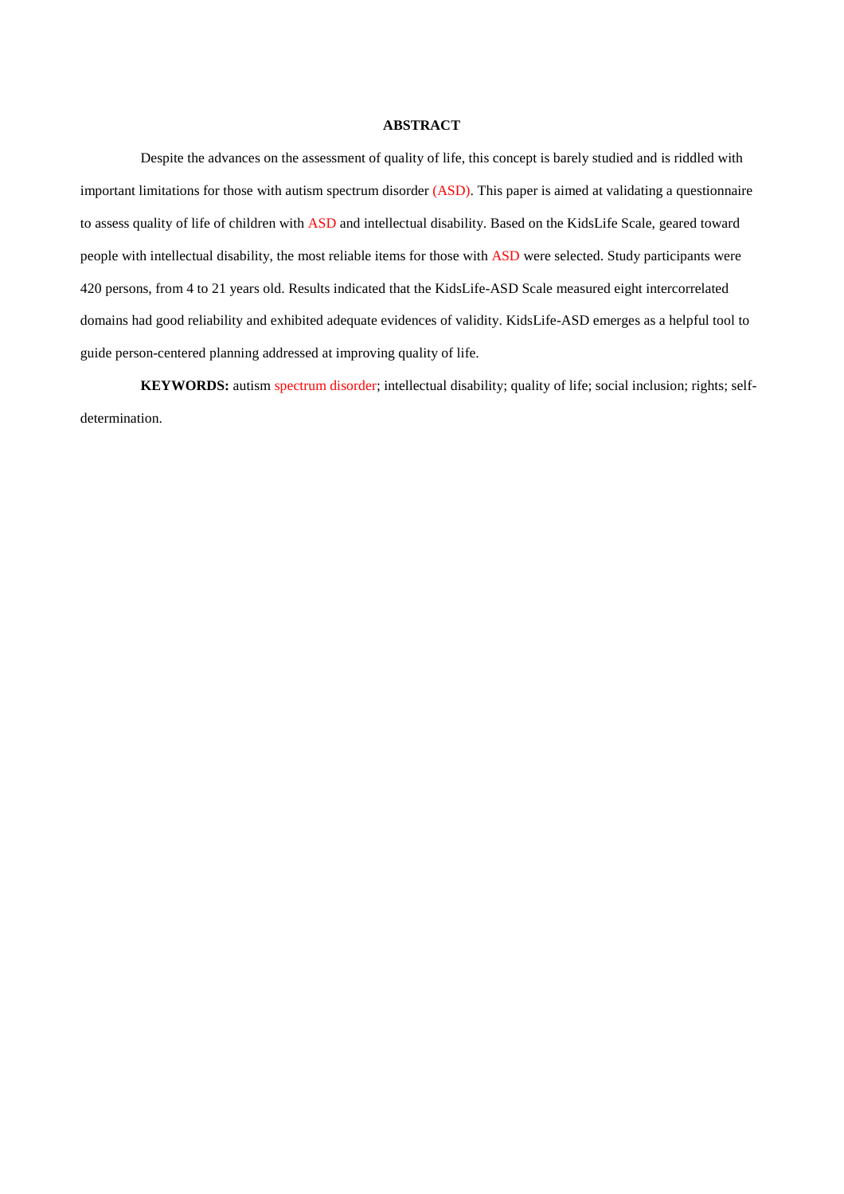## ABSTRACT

Despite the advances on the assessment of quality of life, this concept is barely studied and is riddled with important limitations for those with autism spectrum disorder (ASD). This paper is aimed at validating a questionnaire to assess quality of life of children with ASD and intellectual disability. Based on the KidsLife Scale, geared toward people with intellectual disability, the most reliable items for those with ASD were selected. Study participants were 420 persons, from 4 to 21 years old. Results indicated that the KidsLife-ASD Scale measured eight intercorrelated domains had good reliability and exhibited adequate evidences of validity. KidsLife-ASD emerges as a helpful tool to guide person-centered planning addressed at improving quality of life.

**KEYWORDS:** autism spectrum disorder; intellectual disability; quality of life; social inclusion; rights; self-determination.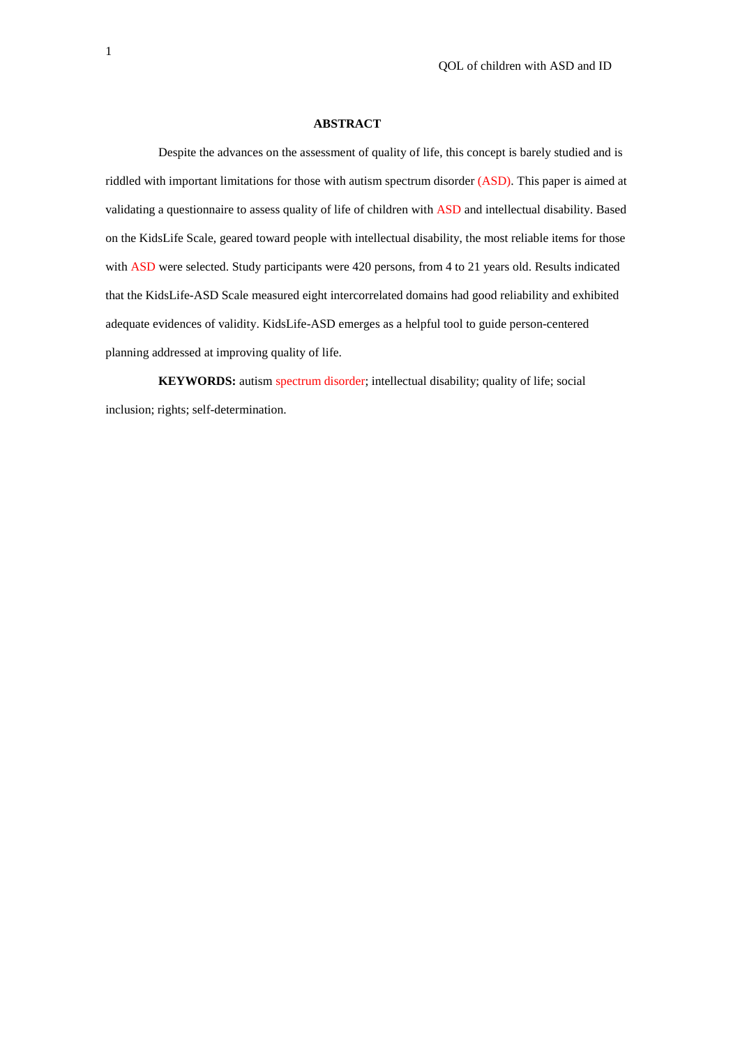**ABSTRACT**

Despite the advances on the assessment of quality of life, this concept is barely studied and is riddled with important limitations for those with autism spectrum disorder (ASD). This paper is aimed at validating a questionnaire to assess quality of life of children with ASD and intellectual disability. Based on the KidsLife Scale, geared toward people with intellectual disability, the most reliable items for those with ASD were selected. Study participants were 420 persons, from 4 to 21 years old. Results indicated that the KidsLife-ASD Scale measured eight intercorrelated domains had good reliability and exhibited adequate evidences of validity. KidsLife-ASD emerges as a helpful tool to guide person-centered planning addressed at improving quality of life.

**KEYWORDS:** autism spectrum disorder; intellectual disability; quality of life; social inclusion; rights; self-determination.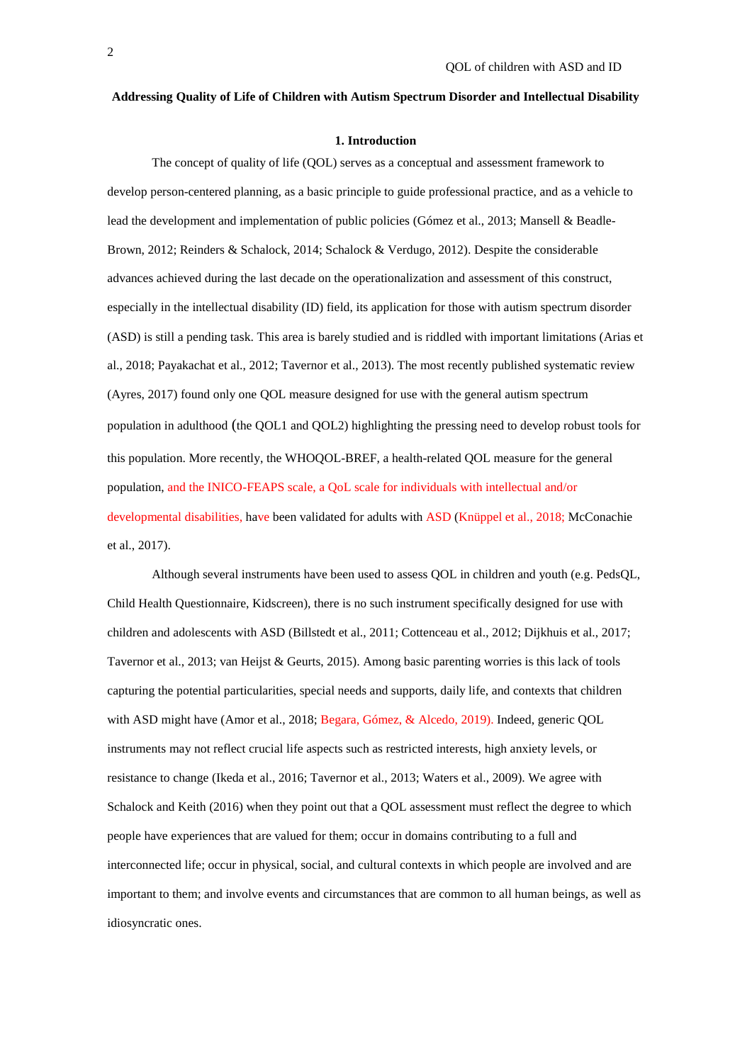**Addressing Quality of Life of Children with Autism Spectrum Disorder and Intellectual Disability**

## 1. Introduction

The concept of quality of life (QOL) serves as a conceptual and assessment framework to develop person-centered planning, as a basic principle to guide professional practice, and as a vehicle to lead the development and implementation of public policies (Gómez et al., 2013; Mansell & Beadle-Brown, 2012; Reinders & Schalock, 2014; Schalock & Verdugo, 2012). Despite the considerable advances achieved during the last decade on the operationalization and assessment of this construct, especially in the intellectual disability (ID) field, its application for those with autism spectrum disorder (ASD) is still a pending task. This area is barely studied and is riddled with important limitations (Arias et al., 2018; Payakachat et al., 2012; Tavernor et al., 2013). The most recently published systematic review (Ayres, 2017) found only one QOL measure designed for use with the general autism spectrum population in adulthood (the QOL1 and QOL2) highlighting the pressing need to develop robust tools for this population. More recently, the WHOQOL-BREF, a health-related QOL measure for the general population, and the INICO-FEAPS scale, a QoL scale for individuals with intellectual and/or developmental disabilities, have been validated for adults with ASD (Knüppel et al., 2018; McConachie et al., 2017).

Although several instruments have been used to assess QOL in children and youth (e.g. PedsQL, Child Health Questionnaire, Kidscreen), there is no such instrument specifically designed for use with children and adolescents with ASD (Billstedt et al., 2011; Cottenceau et al., 2012; Dijkhuis et al., 2017; Tavernor et al., 2013; van Heijst & Geurts, 2015). Among basic parenting worries is this lack of tools capturing the potential particularities, special needs and supports, daily life, and contexts that children with ASD might have (Amor et al., 2018; Begara, Gómez, & Alcedo, 2019). Indeed, generic QOL instruments may not reflect crucial life aspects such as restricted interests, high anxiety levels, or resistance to change (Ikeda et al., 2016; Tavernor et al., 2013; Waters et al., 2009). We agree with Schalock and Keith (2016) when they point out that a QOL assessment must reflect the degree to which people have experiences that are valued for them; occur in domains contributing to a full and interconnected life; occur in physical, social, and cultural contexts in which people are involved and are important to them; and involve events and circumstances that are common to all human beings, as well as idiosyncratic ones.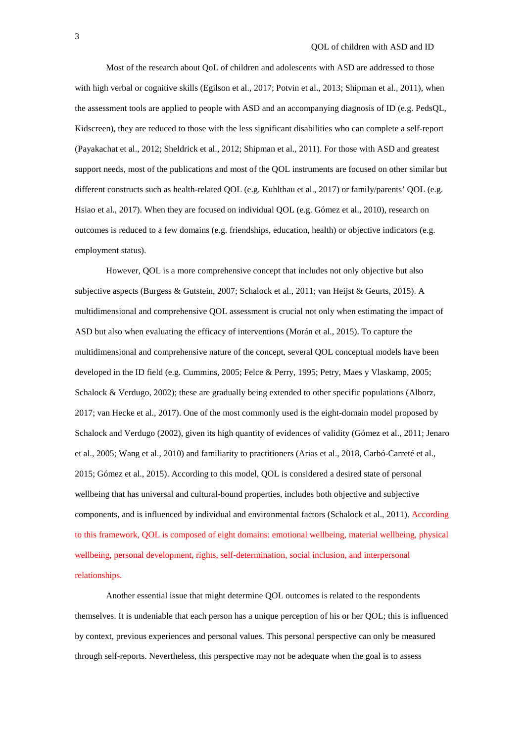Most of the research about QoL of children and adolescents with ASD are addressed to those with high verbal or cognitive skills (Egilson et al., 2017; Potvin et al., 2013; Shipman et al., 2011), when the assessment tools are applied to people with ASD and an accompanying diagnosis of ID (e.g. PedsQL, Kidscreen), they are reduced to those with the less significant disabilities who can complete a self-report (Payakachat et al., 2012; Sheldrick et al., 2012; Shipman et al., 2011). For those with ASD and greatest support needs, most of the publications and most of the QOL instruments are focused on other similar but different constructs such as health-related QOL (e.g. Kuhlthau et al., 2017) or family/parents' QOL (e.g. Hsiao et al., 2017). When they are focused on individual QOL (e.g. Gómez et al., 2010), research on outcomes is reduced to a few domains (e.g. friendships, education, health) or objective indicators (e.g. employment status).

However, QOL is a more comprehensive concept that includes not only objective but also subjective aspects (Burgess & Gutstein, 2007; Schalock et al., 2011; van Heijst & Geurts, 2015). A multidimensional and comprehensive QOL assessment is crucial not only when estimating the impact of ASD but also when evaluating the efficacy of interventions (Morán et al., 2015). To capture the multidimensional and comprehensive nature of the concept, several QOL conceptual models have been developed in the ID field (e.g. Cummins, 2005; Felce & Perry, 1995; Petry, Maes y Vlaskamp, 2005; Schalock & Verdugo, 2002); these are gradually being extended to other specific populations (Alborz, 2017; van Hecke et al., 2017). One of the most commonly used is the eight-domain model proposed by Schalock and Verdugo (2002), given its high quantity of evidences of validity (Gómez et al., 2011; Jenaro et al., 2005; Wang et al., 2010) and familiarity to practitioners (Arias et al., 2018, Carbó-Carreté et al., 2015; Gómez et al., 2015). According to this model, QOL is considered a desired state of personal wellbeing that has universal and cultural-bound properties, includes both objective and subjective components, and is influenced by individual and environmental factors (Schalock et al., 2011). According to this framework, QOL is composed of eight domains: emotional wellbeing, material wellbeing, physical wellbeing, personal development, rights, self-determination, social inclusion, and interpersonal relationships.

Another essential issue that might determine QOL outcomes is related to the respondents themselves. It is undeniable that each person has a unique perception of his or her QOL; this is influenced by context, previous experiences and personal values. This personal perspective can only be measured through self-reports. Nevertheless, this perspective may not be adequate when the goal is to assess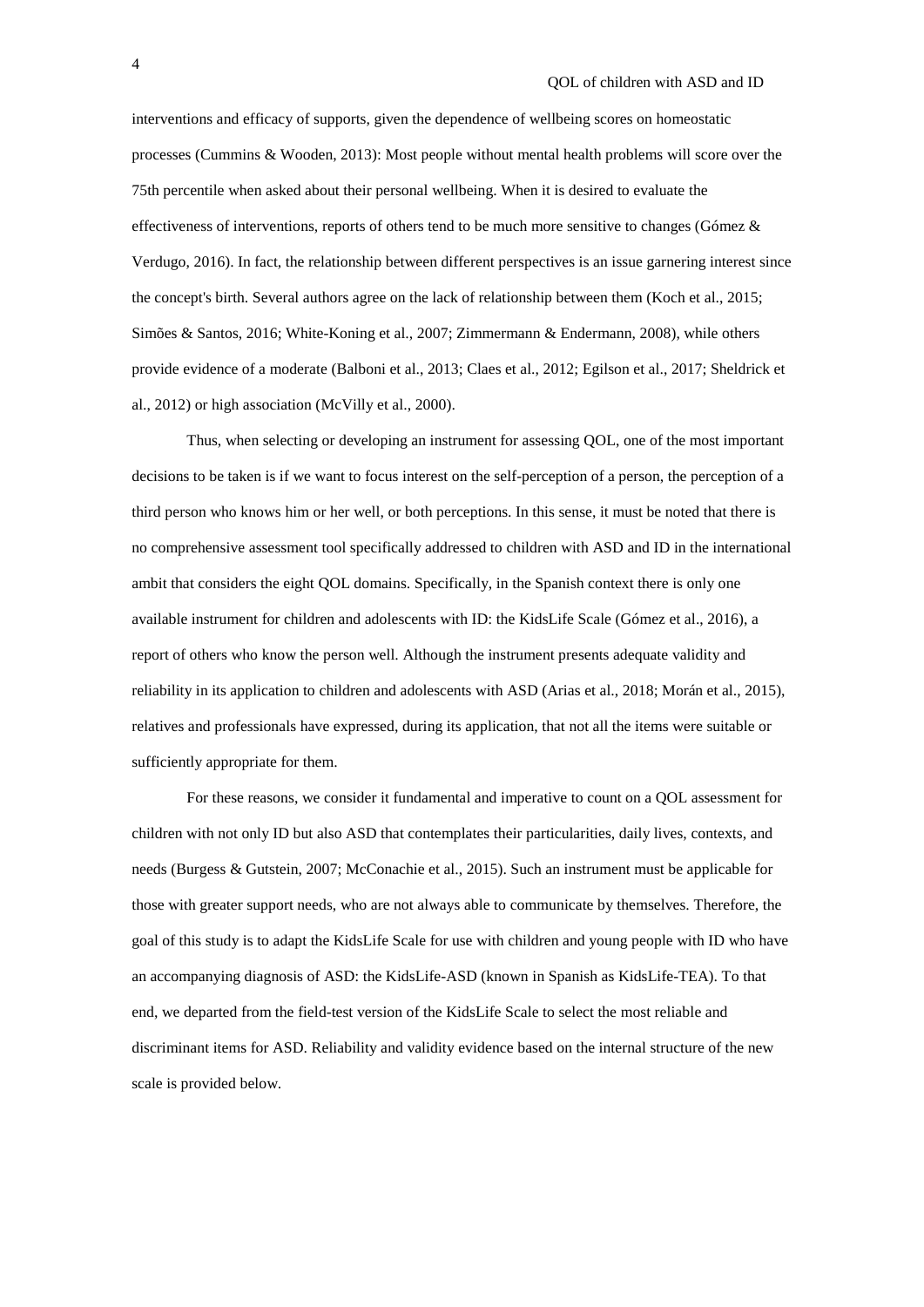interventions and efficacy of supports, given the dependence of wellbeing scores on homeostatic processes (Cummins & Wooden, 2013): Most people without mental health problems will score over the 75th percentile when asked about their personal wellbeing. When it is desired to evaluate the effectiveness of interventions, reports of others tend to be much more sensitive to changes (Gómez & Verdugo, 2016). In fact, the relationship between different perspectives is an issue garnering interest since the concept's birth. Several authors agree on the lack of relationship between them (Koch et al., 2015; Simões & Santos, 2016; White-Koning et al., 2007; Zimmermann & Endermann, 2008), while others provide evidence of a moderate (Balboni et al., 2013; Claes et al., 2012; Egilson et al., 2017; Sheldrick et al., 2012) or high association (McVilly et al., 2000).

Thus, when selecting or developing an instrument for assessing QOL, one of the most important decisions to be taken is if we want to focus interest on the self-perception of a person, the perception of a third person who knows him or her well, or both perceptions. In this sense, it must be noted that there is no comprehensive assessment tool specifically addressed to children with ASD and ID in the international ambit that considers the eight QOL domains. Specifically, in the Spanish context there is only one available instrument for children and adolescents with ID: the KidsLife Scale (Gómez et al., 2016), a report of others who know the person well. Although the instrument presents adequate validity and reliability in its application to children and adolescents with ASD (Arias et al., 2018; Morán et al., 2015), relatives and professionals have expressed, during its application, that not all the items were suitable or sufficiently appropriate for them.

For these reasons, we consider it fundamental and imperative to count on a QOL assessment for children with not only ID but also ASD that contemplates their particularities, daily lives, contexts, and needs (Burgess & Gutstein, 2007; McConachie et al., 2015). Such an instrument must be applicable for those with greater support needs, who are not always able to communicate by themselves. Therefore, the goal of this study is to adapt the KidsLife Scale for use with children and young people with ID who have an accompanying diagnosis of ASD: the KidsLife-ASD (known in Spanish as KidsLife-TEA). To that end, we departed from the field-test version of the KidsLife Scale to select the most reliable and discriminant items for ASD. Reliability and validity evidence based on the internal structure of the new scale is provided below.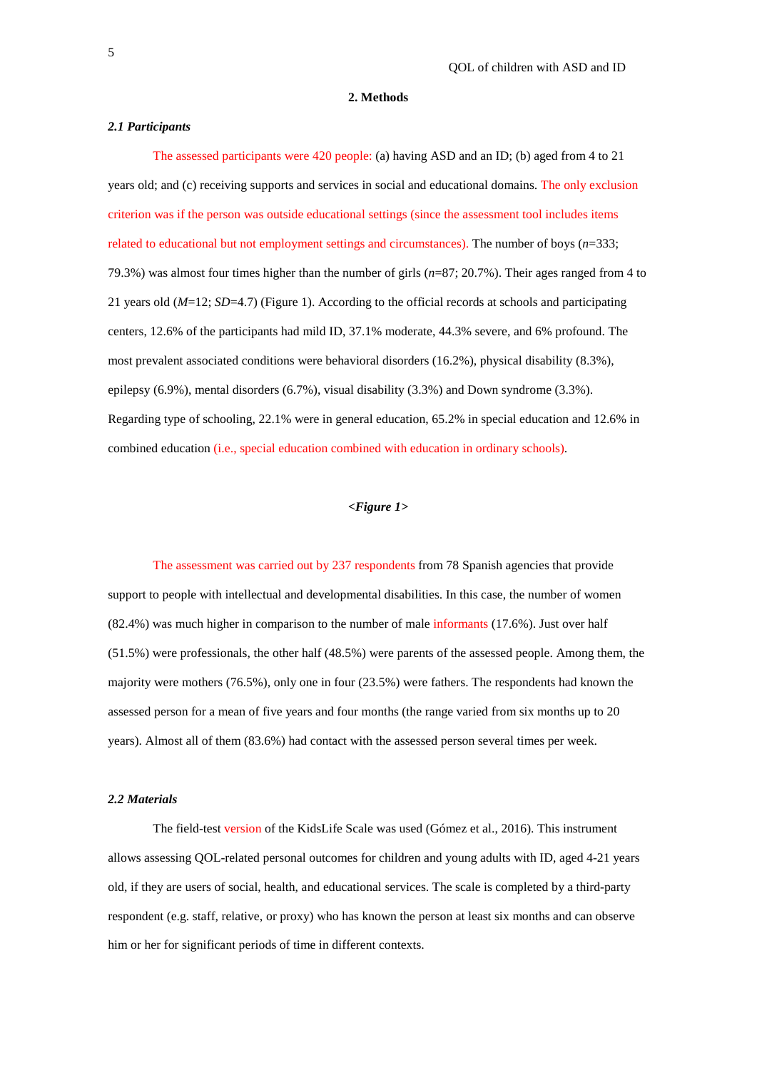## 2. Methods

### *2.1 Participants*

The assessed participants were 420 people: (a) having ASD and an ID; (b) aged from 4 to 21 years old; and (c) receiving supports and services in social and educational domains. The only exclusion criterion was if the person was outside educational settings (since the assessment tool includes items related to educational but not employment settings and circumstances). The number of boys (*n*=333; 79.3%) was almost four times higher than the number of girls (*n*=87; 20.7%). Their ages ranged from 4 to 21 years old (*M*=12; *SD*=4.7) (Figure 1). According to the official records at schools and participating centers, 12.6% of the participants had mild ID, 37.1% moderate, 44.3% severe, and 6% profound. The most prevalent associated conditions were behavioral disorders (16.2%), physical disability (8.3%), epilepsy (6.9%), mental disorders (6.7%), visual disability (3.3%) and Down syndrome (3.3%). Regarding type of schooling, 22.1% were in general education, 65.2% in special education and 12.6% in combined education (i.e., special education combined with education in ordinary schools).

***<Figure 1>***

The assessment was carried out by 237 respondents from 78 Spanish agencies that provide support to people with intellectual and developmental disabilities. In this case, the number of women (82.4%) was much higher in comparison to the number of male informants (17.6%). Just over half (51.5%) were professionals, the other half (48.5%) were parents of the assessed people. Among them, the majority were mothers (76.5%), only one in four (23.5%) were fathers. The respondents had known the assessed person for a mean of five years and four months (the range varied from six months up to 20 years). Almost all of them (83.6%) had contact with the assessed person several times per week.

### *2.2 Materials*

The field-test version of the KidsLife Scale was used (Gómez et al., 2016). This instrument allows assessing QOL-related personal outcomes for children and young adults with ID, aged 4-21 years old, if they are users of social, health, and educational services. The scale is completed by a third-party respondent (e.g. staff, relative, or proxy) who has known the person at least six months and can observe him or her for significant periods of time in different contexts.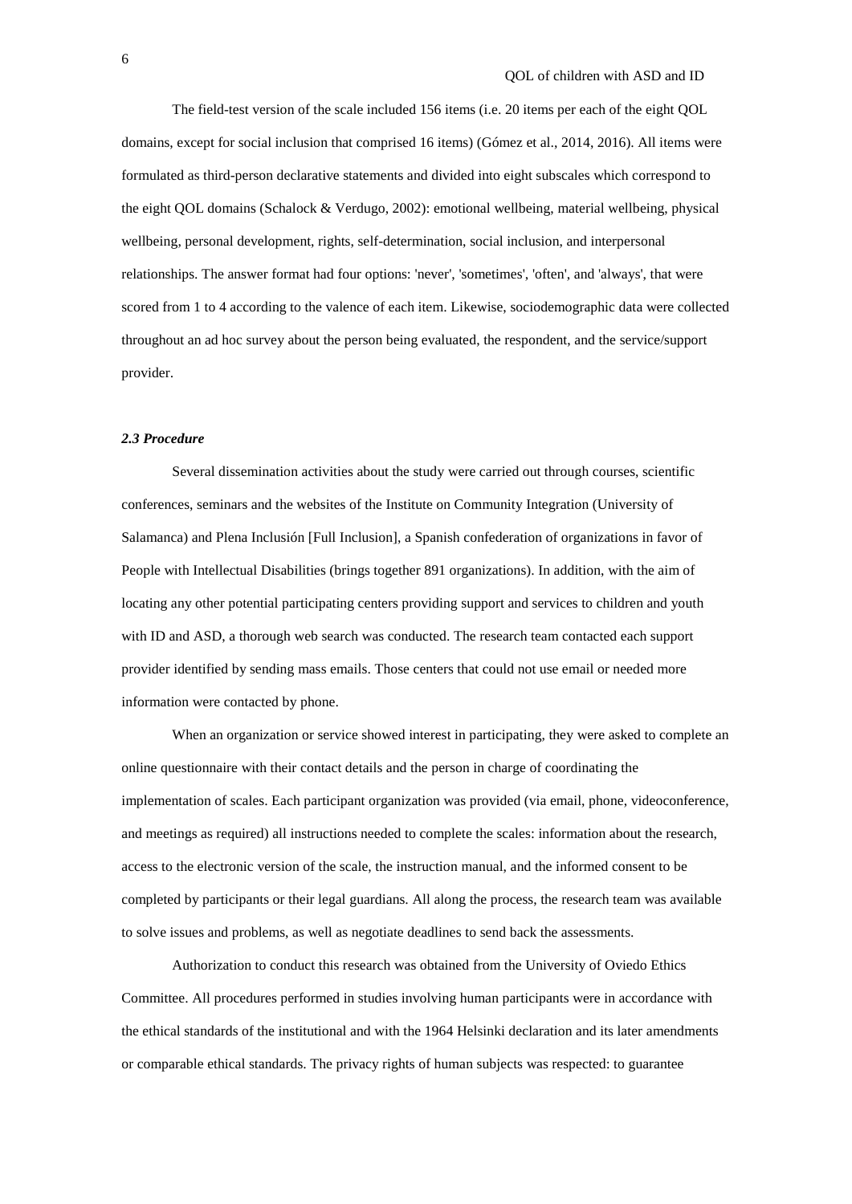The field-test version of the scale included 156 items (i.e. 20 items per each of the eight QOL domains, except for social inclusion that comprised 16 items) (Gómez et al., 2014, 2016). All items were formulated as third-person declarative statements and divided into eight subscales which correspond to the eight QOL domains (Schalock & Verdugo, 2002): emotional wellbeing, material wellbeing, physical wellbeing, personal development, rights, self-determination, social inclusion, and interpersonal relationships. The answer format had four options: 'never', 'sometimes', 'often', and 'always', that were scored from 1 to 4 according to the valence of each item. Likewise, sociodemographic data were collected throughout an ad hoc survey about the person being evaluated, the respondent, and the service/support provider.

### *2.3 Procedure*

Several dissemination activities about the study were carried out through courses, scientific conferences, seminars and the websites of the Institute on Community Integration (University of Salamanca) and Plena Inclusión [Full Inclusion], a Spanish confederation of organizations in favor of People with Intellectual Disabilities (brings together 891 organizations). In addition, with the aim of locating any other potential participating centers providing support and services to children and youth with ID and ASD, a thorough web search was conducted. The research team contacted each support provider identified by sending mass emails. Those centers that could not use email or needed more information were contacted by phone.

When an organization or service showed interest in participating, they were asked to complete an online questionnaire with their contact details and the person in charge of coordinating the implementation of scales. Each participant organization was provided (via email, phone, videoconference, and meetings as required) all instructions needed to complete the scales: information about the research, access to the electronic version of the scale, the instruction manual, and the informed consent to be completed by participants or their legal guardians. All along the process, the research team was available to solve issues and problems, as well as negotiate deadlines to send back the assessments.

Authorization to conduct this research was obtained from the University of Oviedo Ethics Committee. All procedures performed in studies involving human participants were in accordance with the ethical standards of the institutional and with the 1964 Helsinki declaration and its later amendments or comparable ethical standards. The privacy rights of human subjects was respected: to guarantee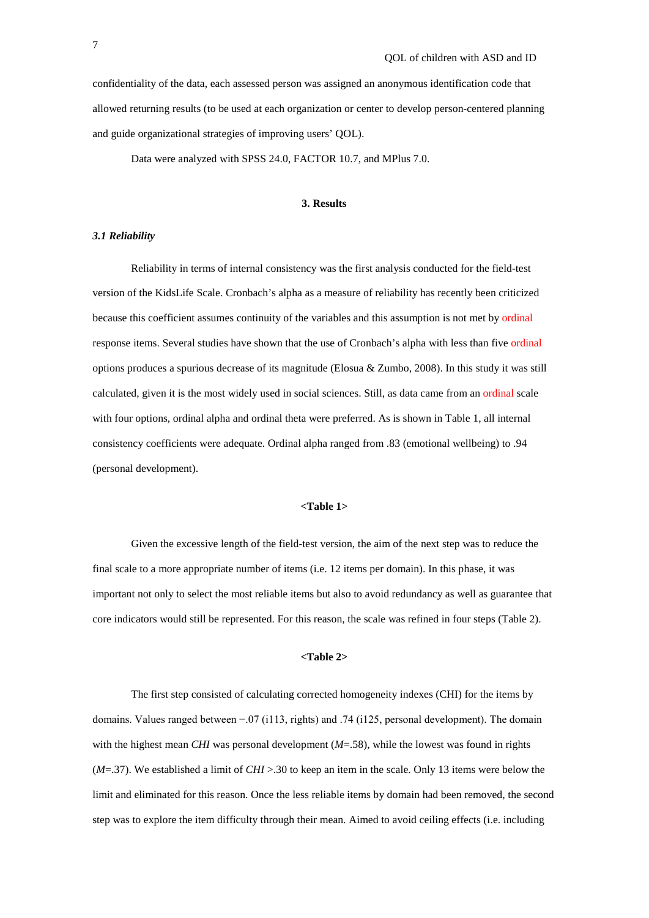confidentiality of the data, each assessed person was assigned an anonymous identification code that allowed returning results (to be used at each organization or center to develop person-centered planning and guide organizational strategies of improving users' QOL).

Data were analyzed with SPSS 24.0, FACTOR 10.7, and MPlus 7.0.

## 3. Results

### *3.1 Reliability*

Reliability in terms of internal consistency was the first analysis conducted for the field-test version of the KidsLife Scale. Cronbach's alpha as a measure of reliability has recently been criticized because this coefficient assumes continuity of the variables and this assumption is not met by ordinal response items. Several studies have shown that the use of Cronbach's alpha with less than five ordinal options produces a spurious decrease of its magnitude (Elosua & Zumbo, 2008). In this study it was still calculated, given it is the most widely used in social sciences. Still, as data came from an ordinal scale with four options, ordinal alpha and ordinal theta were preferred. As is shown in Table 1, all internal consistency coefficients were adequate. Ordinal alpha ranged from .83 (emotional wellbeing) to .94 (personal development).

**<Table 1>**

Given the excessive length of the field-test version, the aim of the next step was to reduce the final scale to a more appropriate number of items (i.e. 12 items per domain). In this phase, it was important not only to select the most reliable items but also to avoid redundancy as well as guarantee that core indicators would still be represented. For this reason, the scale was refined in four steps (Table 2).

**<Table 2>**

The first step consisted of calculating corrected homogeneity indexes (CHI) for the items by domains. Values ranged between −.07 (i113, rights) and .74 (i125, personal development). The domain with the highest mean *CHI* was personal development (*M*=.58), while the lowest was found in rights (*M*=.37). We established a limit of *CHI* >.30 to keep an item in the scale. Only 13 items were below the limit and eliminated for this reason. Once the less reliable items by domain had been removed, the second step was to explore the item difficulty through their mean. Aimed to avoid ceiling effects (i.e. including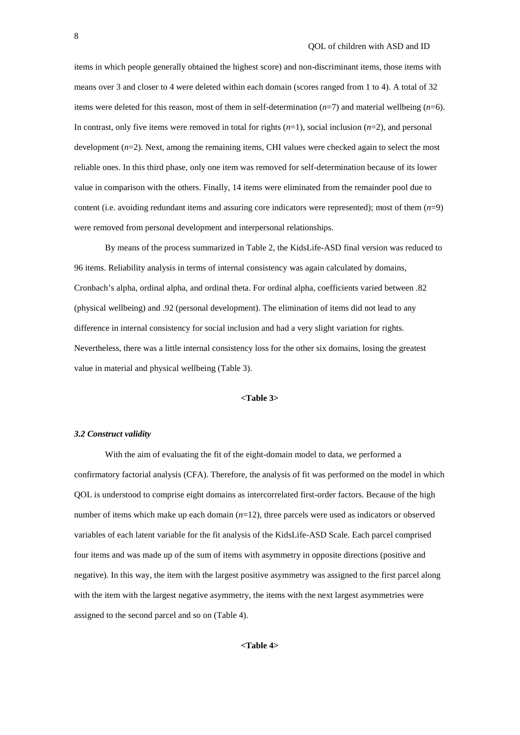items in which people generally obtained the highest score) and non-discriminant items, those items with means over 3 and closer to 4 were deleted within each domain (scores ranged from 1 to 4). A total of 32 items were deleted for this reason, most of them in self-determination ($n$=7) and material wellbeing ($n$=6). In contrast, only five items were removed in total for rights ($n$=1), social inclusion ($n$=2), and personal development ($n$=2). Next, among the remaining items, CHI values were checked again to select the most reliable ones. In this third phase, only one item was removed for self-determination because of its lower value in comparison with the others. Finally, 14 items were eliminated from the remainder pool due to content (i.e. avoiding redundant items and assuring core indicators were represented); most of them ($n$=9) were removed from personal development and interpersonal relationships.

By means of the process summarized in Table 2, the KidsLife-ASD final version was reduced to 96 items. Reliability analysis in terms of internal consistency was again calculated by domains, Cronbach's alpha, ordinal alpha, and ordinal theta. For ordinal alpha, coefficients varied between .82 (physical wellbeing) and .92 (personal development). The elimination of items did not lead to any difference in internal consistency for social inclusion and had a very slight variation for rights. Nevertheless, there was a little internal consistency loss for the other six domains, losing the greatest value in material and physical wellbeing (Table 3).

**<Table 3>**

### *3.2 Construct validity*

With the aim of evaluating the fit of the eight-domain model to data, we performed a confirmatory factorial analysis (CFA). Therefore, the analysis of fit was performed on the model in which QOL is understood to comprise eight domains as intercorrelated first-order factors. Because of the high number of items which make up each domain ($n$=12), three parcels were used as indicators or observed variables of each latent variable for the fit analysis of the KidsLife-ASD Scale. Each parcel comprised four items and was made up of the sum of items with asymmetry in opposite directions (positive and negative). In this way, the item with the largest positive asymmetry was assigned to the first parcel along with the item with the largest negative asymmetry, the items with the next largest asymmetries were assigned to the second parcel and so on (Table 4).

**<Table 4>**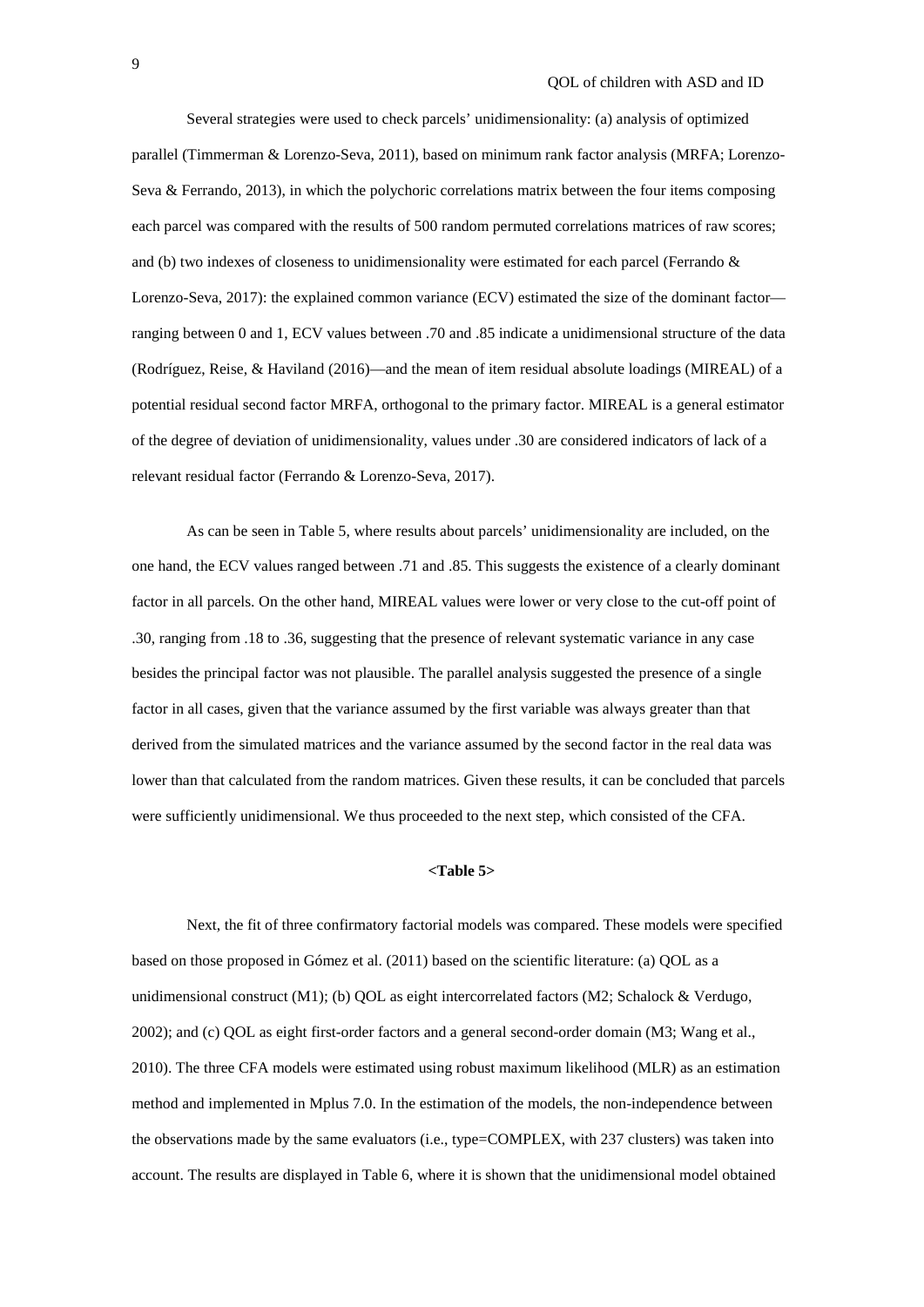Several strategies were used to check parcels' unidimensionality: (a) analysis of optimized parallel (Timmerman & Lorenzo-Seva, 2011), based on minimum rank factor analysis (MRFA; Lorenzo-Seva & Ferrando, 2013), in which the polychoric correlations matrix between the four items composing each parcel was compared with the results of 500 random permuted correlations matrices of raw scores; and (b) two indexes of closeness to unidimensionality were estimated for each parcel (Ferrando & Lorenzo-Seva, 2017): the explained common variance (ECV) estimated the size of the dominant factor—ranging between 0 and 1, ECV values between .70 and .85 indicate a unidimensional structure of the data (Rodríguez, Reise, & Haviland (2016)—and the mean of item residual absolute loadings (MIREAL) of a potential residual second factor MRFA, orthogonal to the primary factor. MIREAL is a general estimator of the degree of deviation of unidimensionality, values under .30 are considered indicators of lack of a relevant residual factor (Ferrando & Lorenzo-Seva, 2017).

As can be seen in Table 5, where results about parcels' unidimensionality are included, on the one hand, the ECV values ranged between .71 and .85. This suggests the existence of a clearly dominant factor in all parcels. On the other hand, MIREAL values were lower or very close to the cut-off point of .30, ranging from .18 to .36, suggesting that the presence of relevant systematic variance in any case besides the principal factor was not plausible. The parallel analysis suggested the presence of a single factor in all cases, given that the variance assumed by the first variable was always greater than that derived from the simulated matrices and the variance assumed by the second factor in the real data was lower than that calculated from the random matrices. Given these results, it can be concluded that parcels were sufficiently unidimensional. We thus proceeded to the next step, which consisted of the CFA.

**<Table 5>**

Next, the fit of three confirmatory factorial models was compared. These models were specified based on those proposed in Gómez et al. (2011) based on the scientific literature: (a) QOL as a unidimensional construct (M1); (b) QOL as eight intercorrelated factors (M2; Schalock & Verdugo, 2002); and (c) QOL as eight first-order factors and a general second-order domain (M3; Wang et al., 2010). The three CFA models were estimated using robust maximum likelihood (MLR) as an estimation method and implemented in Mplus 7.0. In the estimation of the models, the non-independence between the observations made by the same evaluators (i.e., type=COMPLEX, with 237 clusters) was taken into account. The results are displayed in Table 6, where it is shown that the unidimensional model obtained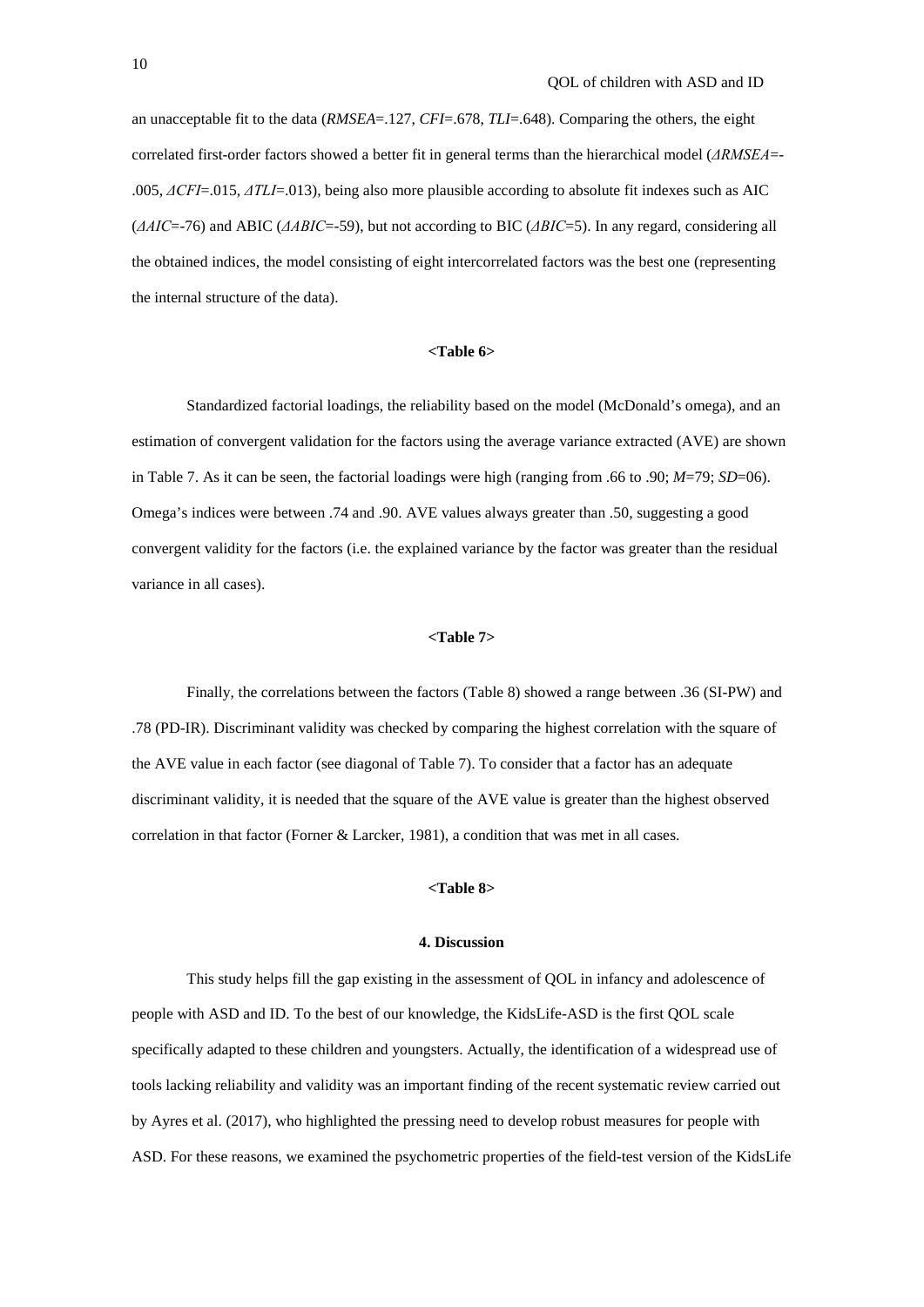an unacceptable fit to the data (*RMSEA*=.127, *CFI*=.678, *TLI*=.648). Comparing the others, the eight correlated first-order factors showed a better fit in general terms than the hierarchical model (*ΔRMSEA*=-.005, *ΔCFI*=.015, *ΔTLI*=.013), being also more plausible according to absolute fit indexes such as AIC (*ΔAIC*=-76) and ABIC (*ΔABIC*=-59), but not according to BIC (*ΔBIC*=5). In any regard, considering all the obtained indices, the model consisting of eight intercorrelated factors was the best one (representing the internal structure of the data).

**<Table 6>**

Standardized factorial loadings, the reliability based on the model (McDonald's omega), and an estimation of convergent validation for the factors using the average variance extracted (AVE) are shown in Table 7. As it can be seen, the factorial loadings were high (ranging from .66 to .90; *M*=79; *SD*=06). Omega's indices were between .74 and .90. AVE values always greater than .50, suggesting a good convergent validity for the factors (i.e. the explained variance by the factor was greater than the residual variance in all cases).

**<Table 7>**

Finally, the correlations between the factors (Table 8) showed a range between .36 (SI-PW) and .78 (PD-IR). Discriminant validity was checked by comparing the highest correlation with the square of the AVE value in each factor (see diagonal of Table 7). To consider that a factor has an adequate discriminant validity, it is needed that the square of the AVE value is greater than the highest observed correlation in that factor (Forner & Larcker, 1981), a condition that was met in all cases.

**<Table 8>**

## 4. Discussion

This study helps fill the gap existing in the assessment of QOL in infancy and adolescence of people with ASD and ID. To the best of our knowledge, the KidsLife-ASD is the first QOL scale specifically adapted to these children and youngsters. Actually, the identification of a widespread use of tools lacking reliability and validity was an important finding of the recent systematic review carried out by Ayres et al. (2017), who highlighted the pressing need to develop robust measures for people with ASD. For these reasons, we examined the psychometric properties of the field-test version of the KidsLife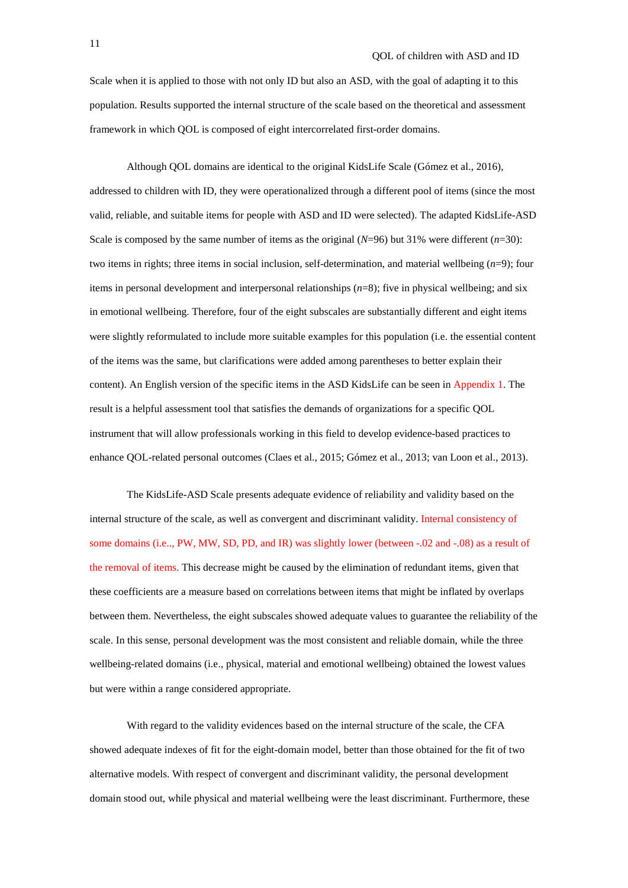Scale when it is applied to those with not only ID but also an ASD, with the goal of adapting it to this population. Results supported the internal structure of the scale based on the theoretical and assessment framework in which QOL is composed of eight intercorrelated first-order domains.

Although QOL domains are identical to the original KidsLife Scale (Gómez et al., 2016), addressed to children with ID, they were operationalized through a different pool of items (since the most valid, reliable, and suitable items for people with ASD and ID were selected). The adapted KidsLife-ASD Scale is composed by the same number of items as the original (*N*=96) but 31% were different (*n*=30): two items in rights; three items in social inclusion, self-determination, and material wellbeing (*n*=9); four items in personal development and interpersonal relationships (*n*=8); five in physical wellbeing; and six in emotional wellbeing. Therefore, four of the eight subscales are substantially different and eight items were slightly reformulated to include more suitable examples for this population (i.e. the essential content of the items was the same, but clarifications were added among parentheses to better explain their content). An English version of the specific items in the ASD KidsLife can be seen in Appendix 1. The result is a helpful assessment tool that satisfies the demands of organizations for a specific QOL instrument that will allow professionals working in this field to develop evidence-based practices to enhance QOL-related personal outcomes (Claes et al., 2015; Gómez et al., 2013; van Loon et al., 2013).

The KidsLife-ASD Scale presents adequate evidence of reliability and validity based on the internal structure of the scale, as well as convergent and discriminant validity. Internal consistency of some domains (i.e.., PW, MW, SD, PD, and IR) was slightly lower (between -.02 and -.08) as a result of the removal of items. This decrease might be caused by the elimination of redundant items, given that these coefficients are a measure based on correlations between items that might be inflated by overlaps between them. Nevertheless, the eight subscales showed adequate values to guarantee the reliability of the scale. In this sense, personal development was the most consistent and reliable domain, while the three wellbeing-related domains (i.e., physical, material and emotional wellbeing) obtained the lowest values but were within a range considered appropriate.

With regard to the validity evidences based on the internal structure of the scale, the CFA showed adequate indexes of fit for the eight-domain model, better than those obtained for the fit of two alternative models. With respect of convergent and discriminant validity, the personal development domain stood out, while physical and material wellbeing were the least discriminant. Furthermore, these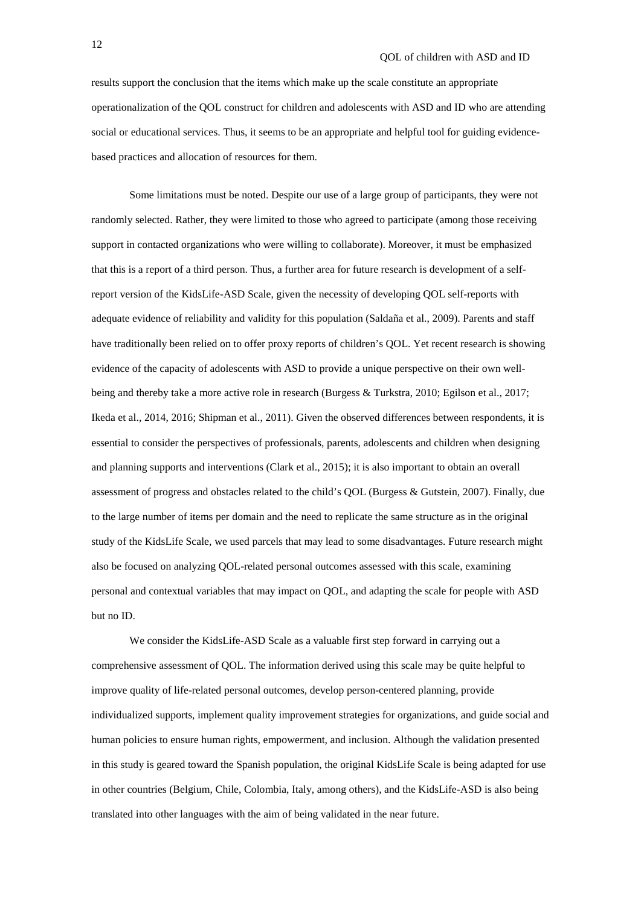results support the conclusion that the items which make up the scale constitute an appropriate operationalization of the QOL construct for children and adolescents with ASD and ID who are attending social or educational services. Thus, it seems to be an appropriate and helpful tool for guiding evidence-based practices and allocation of resources for them.

Some limitations must be noted. Despite our use of a large group of participants, they were not randomly selected. Rather, they were limited to those who agreed to participate (among those receiving support in contacted organizations who were willing to collaborate). Moreover, it must be emphasized that this is a report of a third person. Thus, a further area for future research is development of a self-report version of the KidsLife-ASD Scale, given the necessity of developing QOL self-reports with adequate evidence of reliability and validity for this population (Saldaña et al., 2009). Parents and staff have traditionally been relied on to offer proxy reports of children's QOL. Yet recent research is showing evidence of the capacity of adolescents with ASD to provide a unique perspective on their own well-being and thereby take a more active role in research (Burgess & Turkstra, 2010; Egilson et al., 2017; Ikeda et al., 2014, 2016; Shipman et al., 2011). Given the observed differences between respondents, it is essential to consider the perspectives of professionals, parents, adolescents and children when designing and planning supports and interventions (Clark et al., 2015); it is also important to obtain an overall assessment of progress and obstacles related to the child's QOL (Burgess & Gutstein, 2007). Finally, due to the large number of items per domain and the need to replicate the same structure as in the original study of the KidsLife Scale, we used parcels that may lead to some disadvantages. Future research might also be focused on analyzing QOL-related personal outcomes assessed with this scale, examining personal and contextual variables that may impact on QOL, and adapting the scale for people with ASD but no ID.

We consider the KidsLife-ASD Scale as a valuable first step forward in carrying out a comprehensive assessment of QOL. The information derived using this scale may be quite helpful to improve quality of life-related personal outcomes, develop person-centered planning, provide individualized supports, implement quality improvement strategies for organizations, and guide social and human policies to ensure human rights, empowerment, and inclusion. Although the validation presented in this study is geared toward the Spanish population, the original KidsLife Scale is being adapted for use in other countries (Belgium, Chile, Colombia, Italy, among others), and the KidsLife-ASD is also being translated into other languages with the aim of being validated in the near future.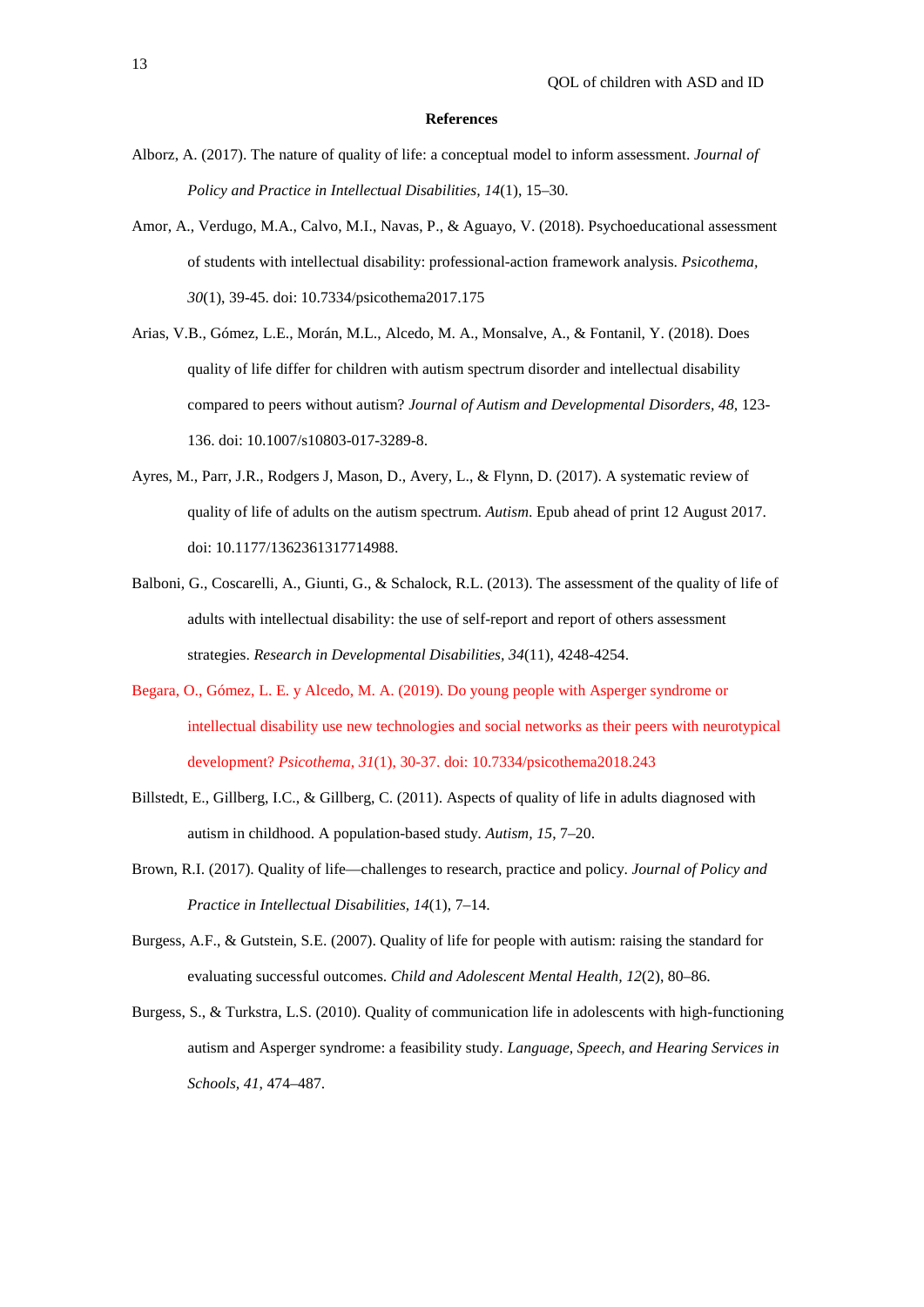**References**

Alborz, A. (2017). The nature of quality of life: a conceptual model to inform assessment. *Journal of Policy and Practice in Intellectual Disabilities*, *14*(1), 15–30.

Amor, A., Verdugo, M.A., Calvo, M.I., Navas, P., & Aguayo, V. (2018). Psychoeducational assessment of students with intellectual disability: professional-action framework analysis. *Psicothema, 30*(1), 39-45. doi: 10.7334/psicothema2017.175

Arias, V.B., Gómez, L.E., Morán, M.L., Alcedo, M. A., Monsalve, A., & Fontanil, Y. (2018). Does quality of life differ for children with autism spectrum disorder and intellectual disability compared to peers without autism? *Journal of Autism and Developmental Disorders, 48*, 123-136. doi: 10.1007/s10803-017-3289-8.

Ayres, M., Parr, J.R., Rodgers J, Mason, D., Avery, L., & Flynn, D. (2017). A systematic review of quality of life of adults on the autism spectrum. *Autism*. Epub ahead of print 12 August 2017. doi: 10.1177/1362361317714988.

Balboni, G., Coscarelli, A., Giunti, G., & Schalock, R.L. (2013). The assessment of the quality of life of adults with intellectual disability: the use of self-report and report of others assessment strategies. *Research in Developmental Disabilities, 34*(11), 4248-4254.

Begara, O., Gómez, L. E. y Alcedo, M. A. (2019). Do young people with Asperger syndrome or intellectual disability use new technologies and social networks as their peers with neurotypical development? *Psicothema, 31*(1), 30-37. doi: 10.7334/psicothema2018.243

Billstedt, E., Gillberg, I.C., & Gillberg, C. (2011). Aspects of quality of life in adults diagnosed with autism in childhood. A population-based study. *Autism, 15*, 7–20.

Brown, R.I. (2017). Quality of life—challenges to research, practice and policy. *Journal of Policy and Practice in Intellectual Disabilities*, *14*(1), 7–14.

Burgess, A.F., & Gutstein, S.E. (2007). Quality of life for people with autism: raising the standard for evaluating successful outcomes. *Child and Adolescent Mental Health, 12*(2), 80–86.

Burgess, S., & Turkstra, L.S. (2010). Quality of communication life in adolescents with high-functioning autism and Asperger syndrome: a feasibility study. *Language, Speech, and Hearing Services in Schools, 41*, 474–487.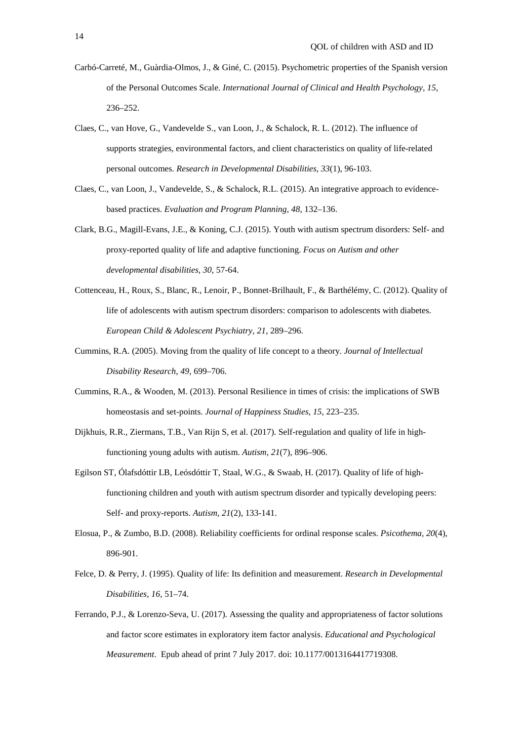Carbó-Carreté, M., Guàrdia-Olmos, J., & Giné, C. (2015). Psychometric properties of the Spanish version of the Personal Outcomes Scale. *International Journal of Clinical and Health Psychology, 15*, 236–252.

Claes, C., van Hove, G., Vandevelde S., van Loon, J., & Schalock, R. L. (2012). The influence of supports strategies, environmental factors, and client characteristics on quality of life-related personal outcomes. *Research in Developmental Disabilities, 33*(1), 96-103.

Claes, C., van Loon, J., Vandevelde, S., & Schalock, R.L. (2015). An integrative approach to evidence-based practices. *Evaluation and Program Planning, 48*, 132–136.

Clark, B.G., Magill-Evans, J.E., & Koning, C.J. (2015). Youth with autism spectrum disorders: Self- and proxy-reported quality of life and adaptive functioning. *Focus on Autism and other developmental disabilities, 30*, 57-64.

Cottenceau, H., Roux, S., Blanc, R., Lenoir, P., Bonnet-Brilhault, F., & Barthélémy, C. (2012). Quality of life of adolescents with autism spectrum disorders: comparison to adolescents with diabetes. *European Child & Adolescent Psychiatry, 21*, 289–296.

Cummins, R.A. (2005). Moving from the quality of life concept to a theory. *Journal of Intellectual Disability Research, 49*, 699–706.

Cummins, R.A., & Wooden, M. (2013). Personal Resilience in times of crisis: the implications of SWB homeostasis and set-points. *Journal of Happiness Studies, 15*, 223–235.

Dijkhuis, R.R., Ziermans, T.B., Van Rijn S, et al. (2017). Self-regulation and quality of life in high-functioning young adults with autism. *Autism, 21*(7), 896–906.

Egilson ST, Ólafsdóttir LB, Leósdóttir T, Staal, W.G., & Swaab, H. (2017). Quality of life of high-functioning children and youth with autism spectrum disorder and typically developing peers: Self- and proxy-reports. *Autism, 21*(2), 133-141.

Elosua, P., & Zumbo, B.D. (2008). Reliability coefficients for ordinal response scales. *Psicothema, 20*(4), 896-901.

Felce, D. & Perry, J. (1995). Quality of life: Its definition and measurement. *Research in Developmental Disabilities, 16*, 51–74.

Ferrando, P.J., & Lorenzo-Seva, U. (2017). Assessing the quality and appropriateness of factor solutions and factor score estimates in exploratory item factor analysis. *Educational and Psychological Measurement*. Epub ahead of print 7 July 2017. doi: 10.1177/0013164417719308.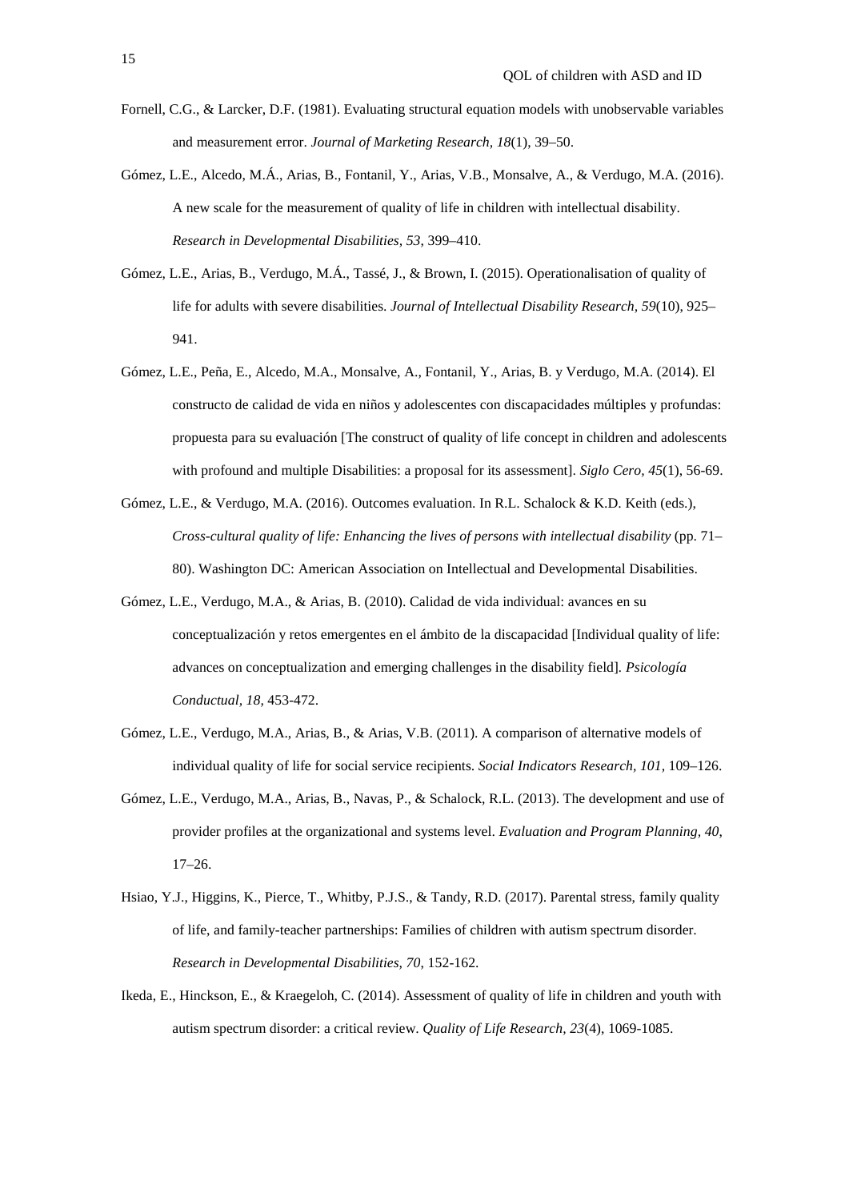Fornell, C.G., & Larcker, D.F. (1981). Evaluating structural equation models with unobservable variables and measurement error. *Journal of Marketing Research, 18*(1), 39–50.

Gómez, L.E., Alcedo, M.Á., Arias, B., Fontanil, Y., Arias, V.B., Monsalve, A., & Verdugo, M.A. (2016). A new scale for the measurement of quality of life in children with intellectual disability. *Research in Developmental Disabilities, 53*, 399–410.

Gómez, L.E., Arias, B., Verdugo, M.Á., Tassé, J., & Brown, I. (2015). Operationalisation of quality of life for adults with severe disabilities. *Journal of Intellectual Disability Research, 59*(10), 925–941.

Gómez, L.E., Peña, E., Alcedo, M.A., Monsalve, A., Fontanil, Y., Arias, B. y Verdugo, M.A. (2014). El constructo de calidad de vida en niños y adolescentes con discapacidades múltiples y profundas: propuesta para su evaluación [The construct of quality of life concept in children and adolescents with profound and multiple Disabilities: a proposal for its assessment]. *Siglo Cero, 45*(1), 56-69.

Gómez, L.E., & Verdugo, M.A. (2016). Outcomes evaluation. In R.L. Schalock & K.D. Keith (eds.), *Cross-cultural quality of life: Enhancing the lives of persons with intellectual disability* (pp. 71–80). Washington DC: American Association on Intellectual and Developmental Disabilities.

Gómez, L.E., Verdugo, M.A., & Arias, B. (2010). Calidad de vida individual: avances en su conceptualización y retos emergentes en el ámbito de la discapacidad [Individual quality of life: advances on conceptualization and emerging challenges in the disability field]. *Psicología Conductual, 18*, 453-472.

Gómez, L.E., Verdugo, M.A., Arias, B., & Arias, V.B. (2011). A comparison of alternative models of individual quality of life for social service recipients. *Social Indicators Research, 101*, 109–126.

Gómez, L.E., Verdugo, M.A., Arias, B., Navas, P., & Schalock, R.L. (2013). The development and use of provider profiles at the organizational and systems level. *Evaluation and Program Planning, 40*, 17–26.

Hsiao, Y.J., Higgins, K., Pierce, T., Whitby, P.J.S., & Tandy, R.D. (2017). Parental stress, family quality of life, and family-teacher partnerships: Families of children with autism spectrum disorder. *Research in Developmental Disabilities, 70*, 152-162.

Ikeda, E., Hinckson, E., & Kraegeloh, C. (2014). Assessment of quality of life in children and youth with autism spectrum disorder: a critical review. *Quality of Life Research, 23*(4), 1069-1085.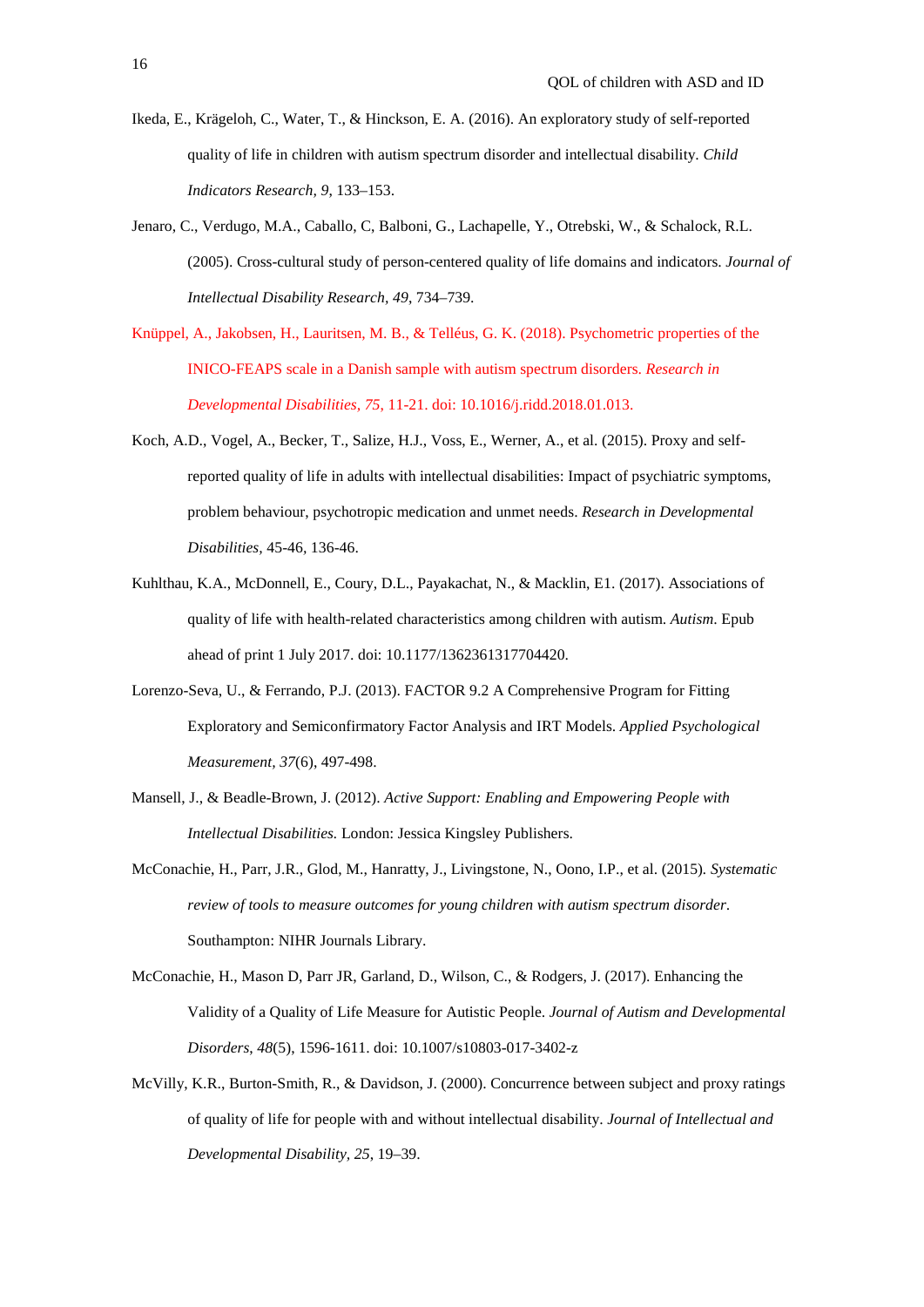Ikeda, E., Krägeloh, C., Water, T., & Hinckson, E. A. (2016). An exploratory study of self-reported quality of life in children with autism spectrum disorder and intellectual disability. *Child Indicators Research*, *9*, 133–153.

Jenaro, C., Verdugo, M.A., Caballo, C, Balboni, G., Lachapelle, Y., Otrebski, W., & Schalock, R.L. (2005). Cross-cultural study of person-centered quality of life domains and indicators. *Journal of Intellectual Disability Research, 49*, 734–739.

Knüppel, A., Jakobsen, H., Lauritsen, M. B., & Telléus, G. K. (2018). Psychometric properties of the INICO-FEAPS scale in a Danish sample with autism spectrum disorders. *Research in Developmental Disabilities*, *75*, 11-21. doi: 10.1016/j.ridd.2018.01.013.

Koch, A.D., Vogel, A., Becker, T., Salize, H.J., Voss, E., Werner, A., et al. (2015). Proxy and self-reported quality of life in adults with intellectual disabilities: Impact of psychiatric symptoms, problem behaviour, psychotropic medication and unmet needs. *Research in Developmental Disabilities,* 45-46, 136-46.

Kuhlthau, K.A., McDonnell, E., Coury, D.L., Payakachat, N., & Macklin, E1. (2017). Associations of quality of life with health-related characteristics among children with autism. *Autism*. Epub ahead of print 1 July 2017. doi: 10.1177/1362361317704420.

Lorenzo-Seva, U., & Ferrando, P.J. (2013). FACTOR 9.2 A Comprehensive Program for Fitting Exploratory and Semiconfirmatory Factor Analysis and IRT Models. *Applied Psychological Measurement, 37*(6), 497-498.

Mansell, J., & Beadle-Brown, J. (2012). *Active Support: Enabling and Empowering People with Intellectual Disabilities.* London: Jessica Kingsley Publishers.

McConachie, H., Parr, J.R., Glod, M., Hanratty, J., Livingstone, N., Oono, I.P., et al. (2015). *Systematic review of tools to measure outcomes for young children with autism spectrum disorder*. Southampton: NIHR Journals Library.

McConachie, H., Mason D, Parr JR, Garland, D., Wilson, C., & Rodgers, J. (2017). Enhancing the Validity of a Quality of Life Measure for Autistic People. *Journal of Autism and Developmental Disorders*, *48*(5), 1596-1611. doi: 10.1007/s10803-017-3402-z

McVilly, K.R., Burton-Smith, R., & Davidson, J. (2000). Concurrence between subject and proxy ratings of quality of life for people with and without intellectual disability. *Journal of Intellectual and Developmental Disability, 25,* 19–39.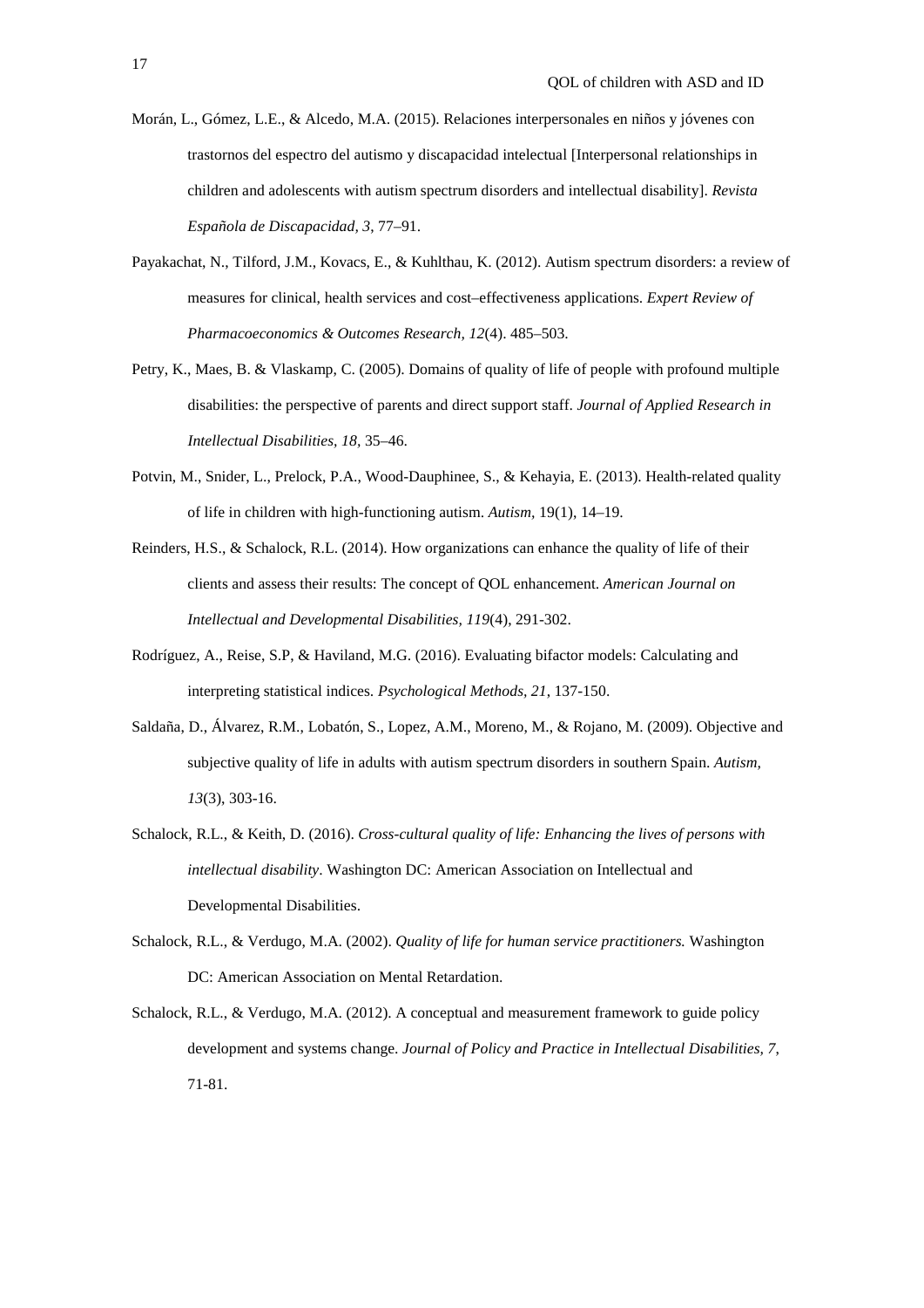Morán, L., Gómez, L.E., & Alcedo, M.A. (2015). Relaciones interpersonales en niños y jóvenes con trastornos del espectro del autismo y discapacidad intelectual [Interpersonal relationships in children and adolescents with autism spectrum disorders and intellectual disability]. *Revista Española de Discapacidad, 3*, 77–91.

Payakachat, N., Tilford, J.M., Kovacs, E., & Kuhlthau, K. (2012). Autism spectrum disorders: a review of measures for clinical, health services and cost–effectiveness applications. *Expert Review of Pharmacoeconomics & Outcomes Research, 12*(4). 485–503.

Petry, K., Maes, B. & Vlaskamp, C. (2005). Domains of quality of life of people with profound multiple disabilities: the perspective of parents and direct support staff. *Journal of Applied Research in Intellectual Disabilities, 18*, 35–46.

Potvin, M., Snider, L., Prelock, P.A., Wood-Dauphinee, S., & Kehayia, E. (2013). Health-related quality of life in children with high-functioning autism. *Autism,* 19(1), 14–19.

Reinders, H.S., & Schalock, R.L. (2014). How organizations can enhance the quality of life of their clients and assess their results: The concept of QOL enhancement. *American Journal on Intellectual and Developmental Disabilities, 119*(4), 291-302.

Rodríguez, A., Reise, S.P, & Haviland, M.G. (2016). Evaluating bifactor models: Calculating and interpreting statistical indices. *Psychological Methods, 21*, 137-150.

Saldaña, D., Álvarez, R.M., Lobatón, S., Lopez, A.M., Moreno, M., & Rojano, M. (2009). Objective and subjective quality of life in adults with autism spectrum disorders in southern Spain. *Autism, 13*(3), 303-16.

Schalock, R.L., & Keith, D. (2016). *Cross-cultural quality of life: Enhancing the lives of persons with intellectual disability*. Washington DC: American Association on Intellectual and Developmental Disabilities.

Schalock, R.L., & Verdugo, M.A. (2002). *Quality of life for human service practitioners.* Washington DC: American Association on Mental Retardation.

Schalock, R.L., & Verdugo, M.A. (2012). A conceptual and measurement framework to guide policy development and systems change. *Journal of Policy and Practice in Intellectual Disabilities, 7*, 71-81.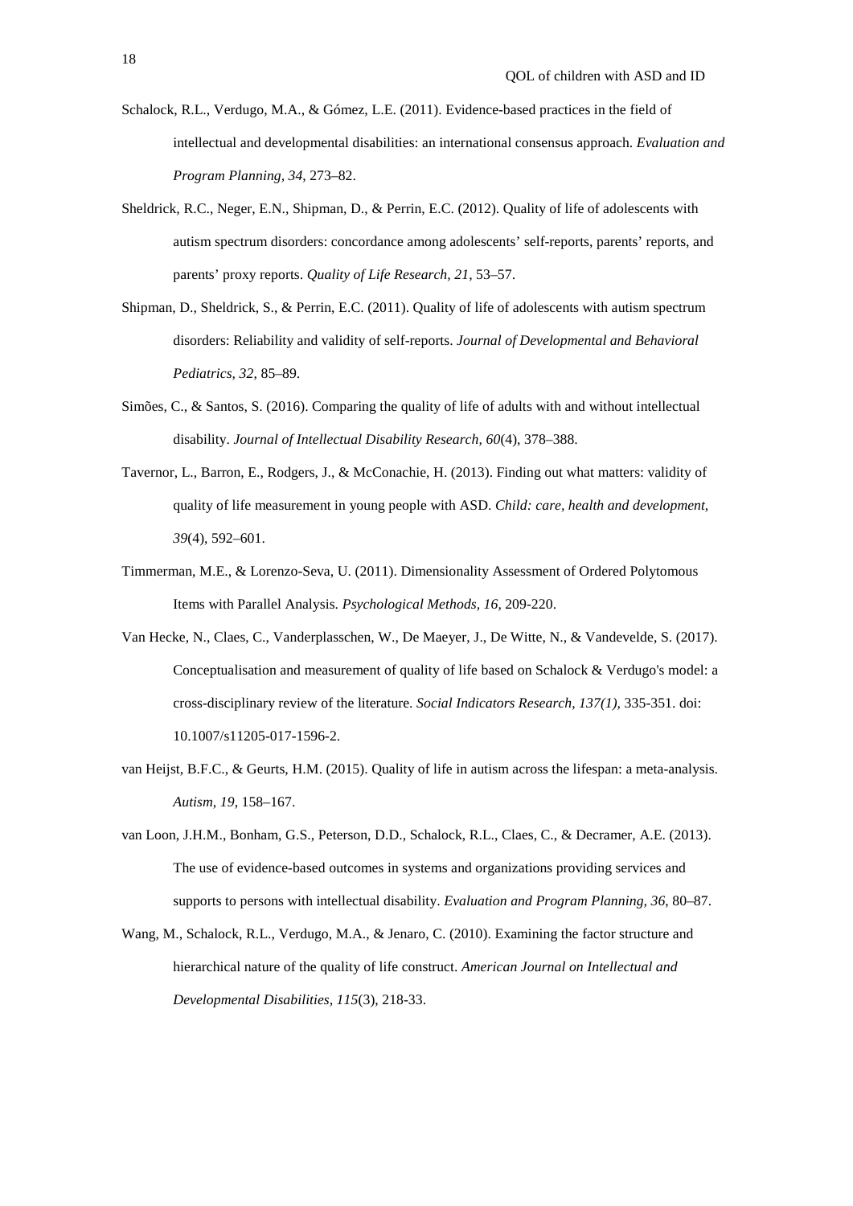Schalock, R.L., Verdugo, M.A., & Gómez, L.E. (2011). Evidence-based practices in the field of intellectual and developmental disabilities: an international consensus approach. *Evaluation and Program Planning, 34,* 273–82.

Sheldrick, R.C., Neger, E.N., Shipman, D., & Perrin, E.C. (2012). Quality of life of adolescents with autism spectrum disorders: concordance among adolescents' self-reports, parents' reports, and parents' proxy reports. *Quality of Life Research, 21*, 53–57.

Shipman, D., Sheldrick, S., & Perrin, E.C. (2011). Quality of life of adolescents with autism spectrum disorders: Reliability and validity of self-reports. *Journal of Developmental and Behavioral Pediatrics, 32*, 85–89.

Simões, C., & Santos, S. (2016). Comparing the quality of life of adults with and without intellectual disability. *Journal of Intellectual Disability Research, 60*(4), 378–388.

Tavernor, L., Barron, E., Rodgers, J., & McConachie, H. (2013). Finding out what matters: validity of quality of life measurement in young people with ASD. *Child: care, health and development, 39*(4), 592–601.

Timmerman, M.E., & Lorenzo-Seva, U. (2011). Dimensionality Assessment of Ordered Polytomous Items with Parallel Analysis. *Psychological Methods, 16,* 209-220.

Van Hecke, N., Claes, C., Vanderplasschen, W., De Maeyer, J., De Witte, N., & Vandevelde, S. (2017). Conceptualisation and measurement of quality of life based on Schalock & Verdugo's model: a cross-disciplinary review of the literature. *Social Indicators Research, 137(1),* 335-351. doi: 10.1007/s11205-017-1596-2.

van Heijst, B.F.C., & Geurts, H.M. (2015). Quality of life in autism across the lifespan: a meta-analysis. *Autism, 19*, 158–167.

van Loon, J.H.M., Bonham, G.S., Peterson, D.D., Schalock, R.L., Claes, C., & Decramer, A.E. (2013). The use of evidence-based outcomes in systems and organizations providing services and supports to persons with intellectual disability. *Evaluation and Program Planning, 36*, 80–87.

Wang, M., Schalock, R.L., Verdugo, M.A., & Jenaro, C. (2010). Examining the factor structure and hierarchical nature of the quality of life construct. *American Journal on Intellectual and Developmental Disabilities, 115*(3), 218-33.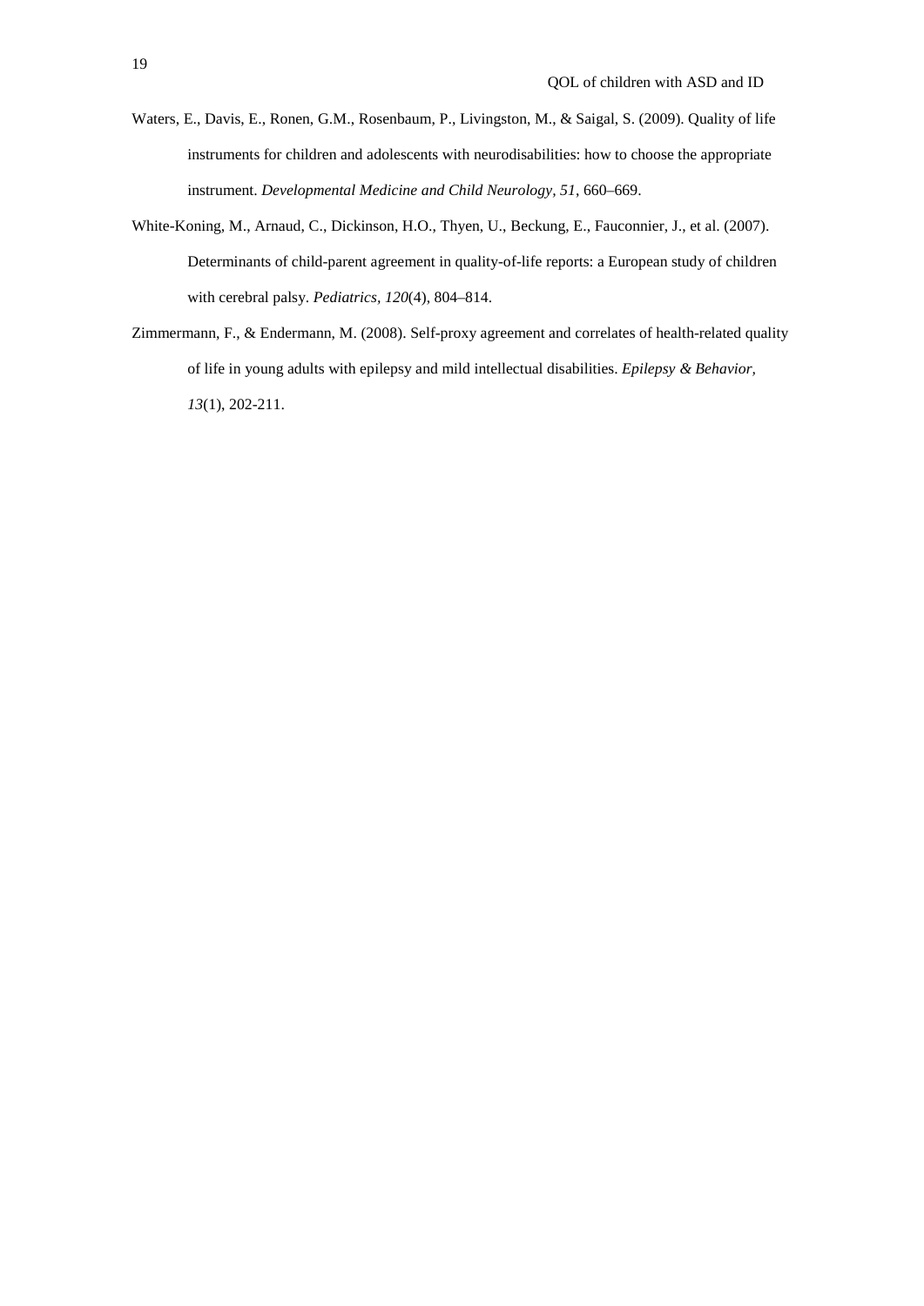Waters, E., Davis, E., Ronen, G.M., Rosenbaum, P., Livingston, M., & Saigal, S. (2009). Quality of life instruments for children and adolescents with neurodisabilities: how to choose the appropriate instrument. *Developmental Medicine and Child Neurology, 51*, 660–669.

White-Koning, M., Arnaud, C., Dickinson, H.O., Thyen, U., Beckung, E., Fauconnier, J., et al. (2007). Determinants of child-parent agreement in quality-of-life reports: a European study of children with cerebral palsy. *Pediatrics, 120*(4), 804–814.

Zimmermann, F., & Endermann, M. (2008). Self-proxy agreement and correlates of health-related quality of life in young adults with epilepsy and mild intellectual disabilities. *Epilepsy & Behavior, 13*(1), 202-211.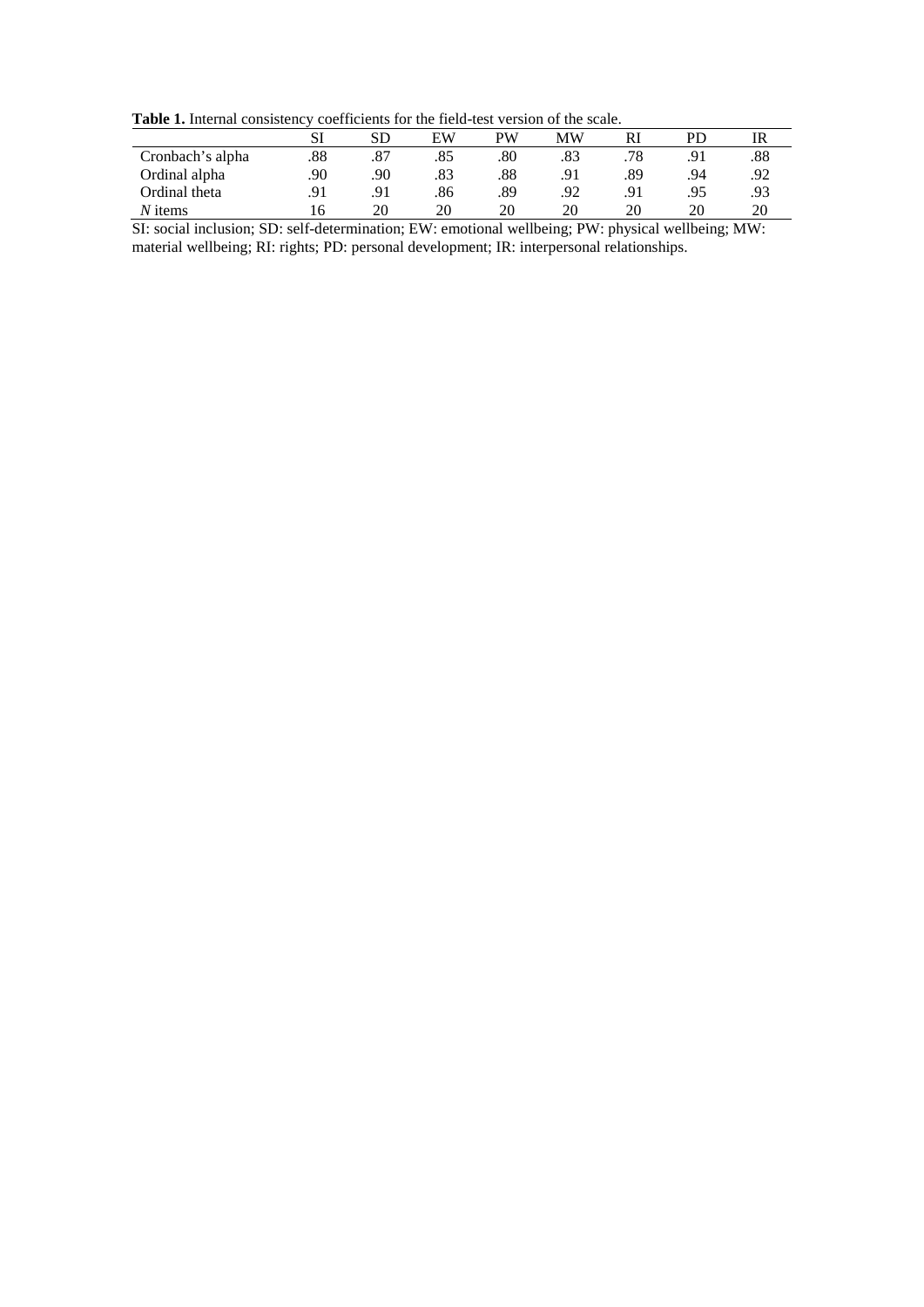**Table 1.** Internal consistency coefficients for the field-test version of the scale.

| | SI | SD | EW | PW | MW | RI | PD | IR |
|---|---|---|---|---|---|---|---|---|
| Cronbach's alpha | .88 | .87 | .85 | .80 | .83 | .78 | .91 | .88 |
| Ordinal alpha | .90 | .90 | .83 | .88 | .91 | .89 | .94 | .92 |
| Ordinal theta | .91 | .91 | .86 | .89 | .92 | .91 | .95 | .93 |
| *N* items | 16 | 20 | 20 | 20 | 20 | 20 | 20 | 20 |

SI: social inclusion; SD: self-determination; EW: emotional wellbeing; PW: physical wellbeing; MW: material wellbeing; RI: rights; PD: personal development; IR: interpersonal relationships.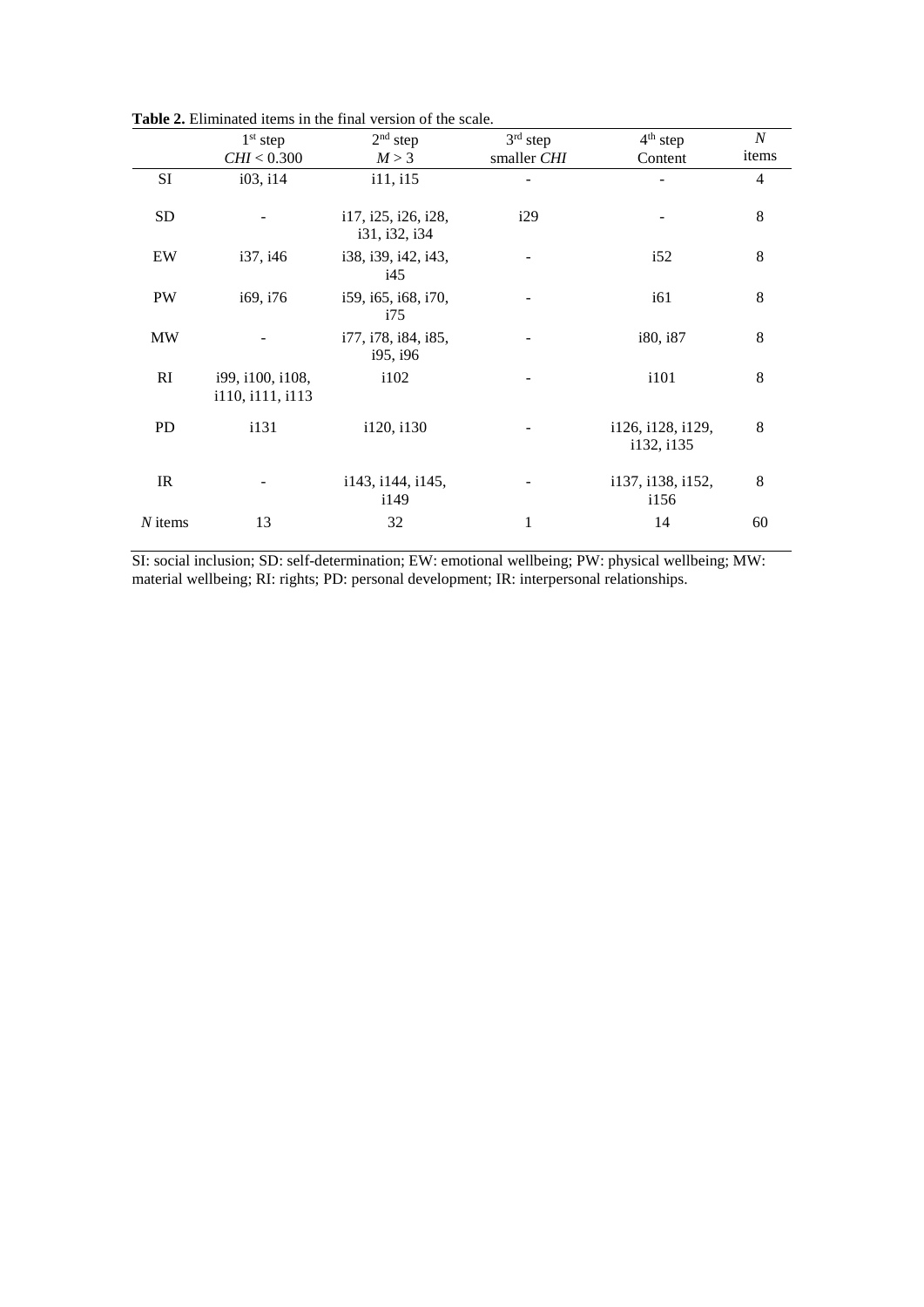**Table 2.** Eliminated items in the final version of the scale.

| | 1st step<br>*CHI* < 0.300 | 2nd step<br>*M* > 3 | 3rd step<br>smaller *CHI* | 4th step<br>Content | *N* items |
|---|---|---|---|---|---|
| SI | i03, i14 | i11, i15 | - | - | 4 |
| SD | - | i17, i25, i26, i28, i31, i32, i34 | i29 | - | 8 |
| EW | i37, i46 | i38, i39, i42, i43, i45 | - | i52 | 8 |
| PW | i69, i76 | i59, i65, i68, i70, i75 | - | i61 | 8 |
| MW | - | i77, i78, i84, i85, i95, i96 | - | i80, i87 | 8 |
| RI | i99, i100, i108, i110, i111, i113 | i102 | - | i101 | 8 |
| PD | i131 | i120, i130 | - | i126, i128, i129, i132, i135 | 8 |
| IR | - | i143, i144, i145, i149 | - | i137, i138, i152, i156 | 8 |
| *N* items | 13 | 32 | 1 | 14 | 60 |

SI: social inclusion; SD: self-determination; EW: emotional wellbeing; PW: physical wellbeing; MW: material wellbeing; RI: rights; PD: personal development; IR: interpersonal relationships.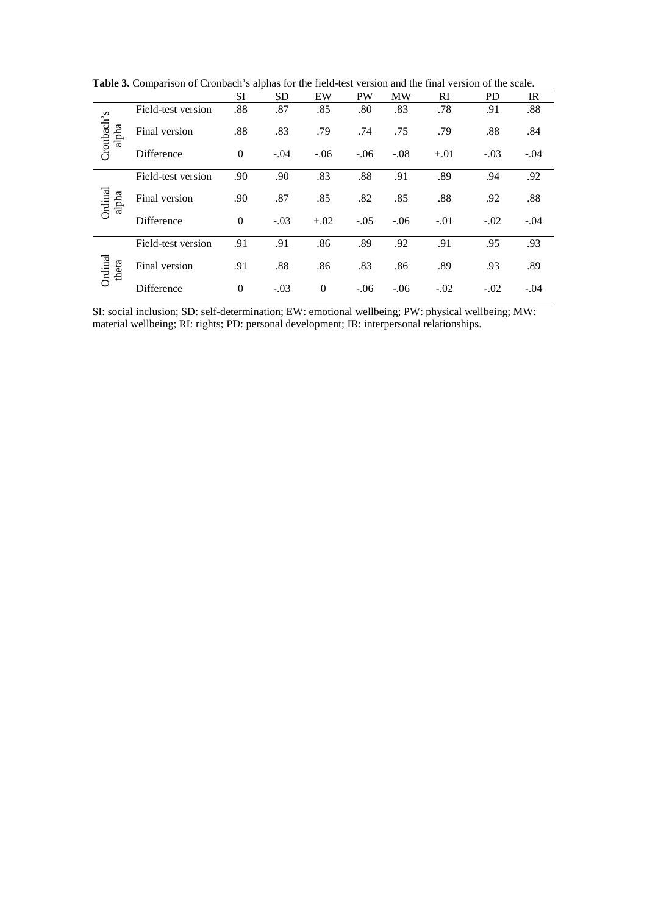**Table 3.** Comparison of Cronbach's alphas for the field-test version and the final version of the scale.

| | | SI | SD | EW | PW | MW | RI | PD | IR |
|---|---|---|---|---|---|---|---|---|---|
| Cronbach's alpha | Field-test version | .88 | .87 | .85 | .80 | .83 | .78 | .91 | .88 |
| | Final version | .88 | .83 | .79 | .74 | .75 | .79 | .88 | .84 |
| | Difference | 0 | -.04 | -.06 | -.06 | -.08 | +.01 | -.03 | -.04 |
| Ordinal alpha | Field-test version | .90 | .90 | .83 | .88 | .91 | .89 | .94 | .92 |
| | Final version | .90 | .87 | .85 | .82 | .85 | .88 | .92 | .88 |
| | Difference | 0 | -.03 | +.02 | -.05 | -.06 | -.01 | -.02 | -.04 |
| Ordinal theta | Field-test version | .91 | .91 | .86 | .89 | .92 | .91 | .95 | .93 |
| | Final version | .91 | .88 | .86 | .83 | .86 | .89 | .93 | .89 |
| | Difference | 0 | -.03 | 0 | -.06 | -.06 | -.02 | -.02 | -.04 |

SI: social inclusion; SD: self-determination; EW: emotional wellbeing; PW: physical wellbeing; MW: material wellbeing; RI: rights; PD: personal development; IR: interpersonal relationships.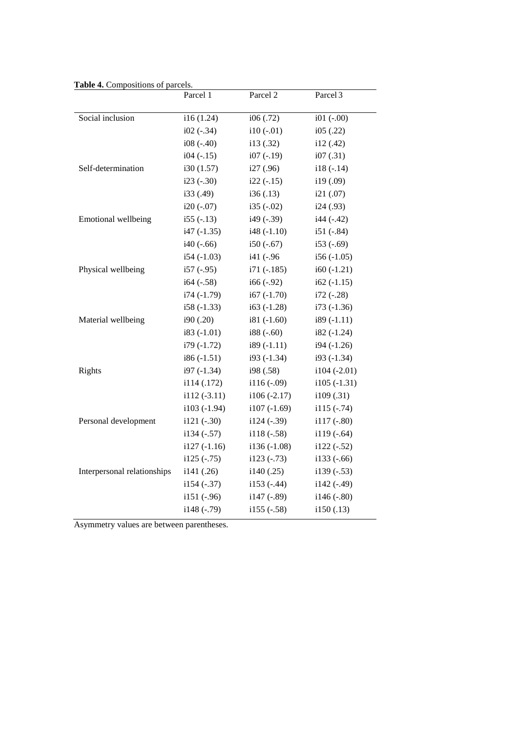**Table 4.** Compositions of parcels.

| | Parcel 1 | Parcel 2 | Parcel 3 |
|---|---|---|---|
| Social inclusion | i16 (1.24) | i06 (.72) | i01 (-.00) |
| | i02 (-.34) | i10 (-.01) | i05 (.22) |
| | i08 (-.40) | i13 (.32) | i12 (.42) |
| | i04 (-.15) | i07 (-.19) | i07 (.31) |
| Self-determination | i30 (1.57) | i27 (.96) | i18 (-.14) |
| | i23 (-.30) | i22 (-.15) | i19 (.09) |
| | i33 (.49) | i36 (.13) | i21 (.07) |
| | i20 (-.07) | i35 (-.02) | i24 (.93) |
| Emotional wellbeing | i55 (-.13) | i49 (-.39) | i44 (-.42) |
| | i47 (-1.35) | i48 (-1.10) | i51 (-.84) |
| | i40 (-.66) | i50 (-.67) | i53 (-.69) |
| | i54 (-1.03) | i41 (-.96 | i56 (-1.05) |
| Physical wellbeing | i57 (-.95) | i71 (-.185) | i60 (-1.21) |
| | i64 (-.58) | i66 (-.92) | i62 (-1.15) |
| | i74 (-1.79) | i67 (-1.70) | i72 (-.28) |
| | i58 (-1.33) | i63 (-1.28) | i73 (-1.36) |
| Material wellbeing | i90 (.20) | i81 (-1.60) | i89 (-1.11) |
| | i83 (-1.01) | i88 (-.60) | i82 (-1.24) |
| | i79 (-1.72) | i89 (-1.11) | i94 (-1.26) |
| | i86 (-1.51) | i93 (-1.34) | i93 (-1.34) |
| Rights | i97 (-1.34) | i98 (.58) | i104 (-2.01) |
| | i114 (.172) | i116 (-.09) | i105 (-1.31) |
| | i112 (-3.11) | i106 (-2.17) | i109 (.31) |
| | i103 (-1.94) | i107 (-1.69) | i115 (-.74) |
| Personal development | i121 (-.30) | i124 (-.39) | i117 (-.80) |
| | i134 (-.57) | i118 (-.58) | i119 (-.64) |
| | i127 (-1.16) | i136 (-1.08) | i122 (-.52) |
| | i125 (-.75) | i123 (-.73) | i133 (-.66) |
| Interpersonal relationships | i141 (.26) | i140 (.25) | i139 (-.53) |
| | i154 (-.37) | i153 (-.44) | i142 (-.49) |
| | i151 (-.96) | i147 (-.89) | i146 (-.80) |
| | i148 (-.79) | i155 (-.58) | i150 (.13) |

Asymmetry values are between parentheses.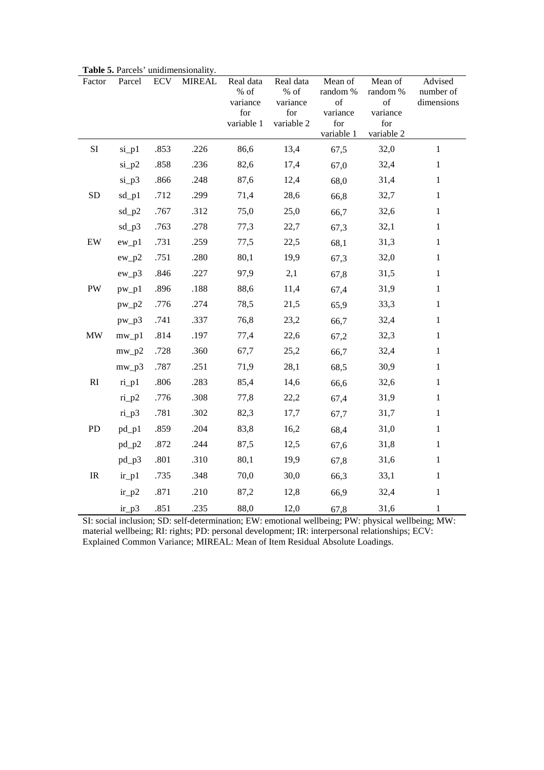**Table 5.** Parcels' unidimensionality.

| Factor | Parcel | ECV | MIREAL | Real data % of variance for variable 1 | Real data % of variance for variable 2 | Mean of random % of variance for variable 1 | Mean of random % of variance for variable 2 | Advised number of dimensions |
|---|---|---|---|---|---|---|---|---|
| SI | si_p1 | .853 | .226 | 86,6 | 13,4 | 67,5 | 32,0 | 1 |
| | si_p2 | .858 | .236 | 82,6 | 17,4 | 67,0 | 32,4 | 1 |
| | si_p3 | .866 | .248 | 87,6 | 12,4 | 68,0 | 31,4 | 1 |
| SD | sd_p1 | .712 | .299 | 71,4 | 28,6 | 66,8 | 32,7 | 1 |
| | sd_p2 | .767 | .312 | 75,0 | 25,0 | 66,7 | 32,6 | 1 |
| | sd_p3 | .763 | .278 | 77,3 | 22,7 | 67,3 | 32,1 | 1 |
| EW | ew_p1 | .731 | .259 | 77,5 | 22,5 | 68,1 | 31,3 | 1 |
| | ew_p2 | .751 | .280 | 80,1 | 19,9 | 67,3 | 32,0 | 1 |
| | ew_p3 | .846 | .227 | 97,9 | 2,1 | 67,8 | 31,5 | 1 |
| PW | pw_p1 | .896 | .188 | 88,6 | 11,4 | 67,4 | 31,9 | 1 |
| | pw_p2 | .776 | .274 | 78,5 | 21,5 | 65,9 | 33,3 | 1 |
| | pw_p3 | .741 | .337 | 76,8 | 23,2 | 66,7 | 32,4 | 1 |
| MW | mw_p1 | .814 | .197 | 77,4 | 22,6 | 67,2 | 32,3 | 1 |
| | mw_p2 | .728 | .360 | 67,7 | 25,2 | 66,7 | 32,4 | 1 |
| | mw_p3 | .787 | .251 | 71,9 | 28,1 | 68,5 | 30,9 | 1 |
| RI | ri_p1 | .806 | .283 | 85,4 | 14,6 | 66,6 | 32,6 | 1 |
| | ri_p2 | .776 | .308 | 77,8 | 22,2 | 67,4 | 31,9 | 1 |
| | ri_p3 | .781 | .302 | 82,3 | 17,7 | 67,7 | 31,7 | 1 |
| PD | pd_p1 | .859 | .204 | 83,8 | 16,2 | 68,4 | 31,0 | 1 |
| | pd_p2 | .872 | .244 | 87,5 | 12,5 | 67,6 | 31,8 | 1 |
| | pd_p3 | .801 | .310 | 80,1 | 19,9 | 67,8 | 31,6 | 1 |
| IR | ir_p1 | .735 | .348 | 70,0 | 30,0 | 66,3 | 33,1 | 1 |
| | ir_p2 | .871 | .210 | 87,2 | 12,8 | 66,9 | 32,4 | 1 |
| | ir_p3 | .851 | .235 | 88,0 | 12,0 | 67,8 | 31,6 | 1 |

SI: social inclusion; SD: self-determination; EW: emotional wellbeing; PW: physical wellbeing; MW: material wellbeing; RI: rights; PD: personal development; IR: interpersonal relationships; ECV: Explained Common Variance; MIREAL: Mean of Item Residual Absolute Loadings.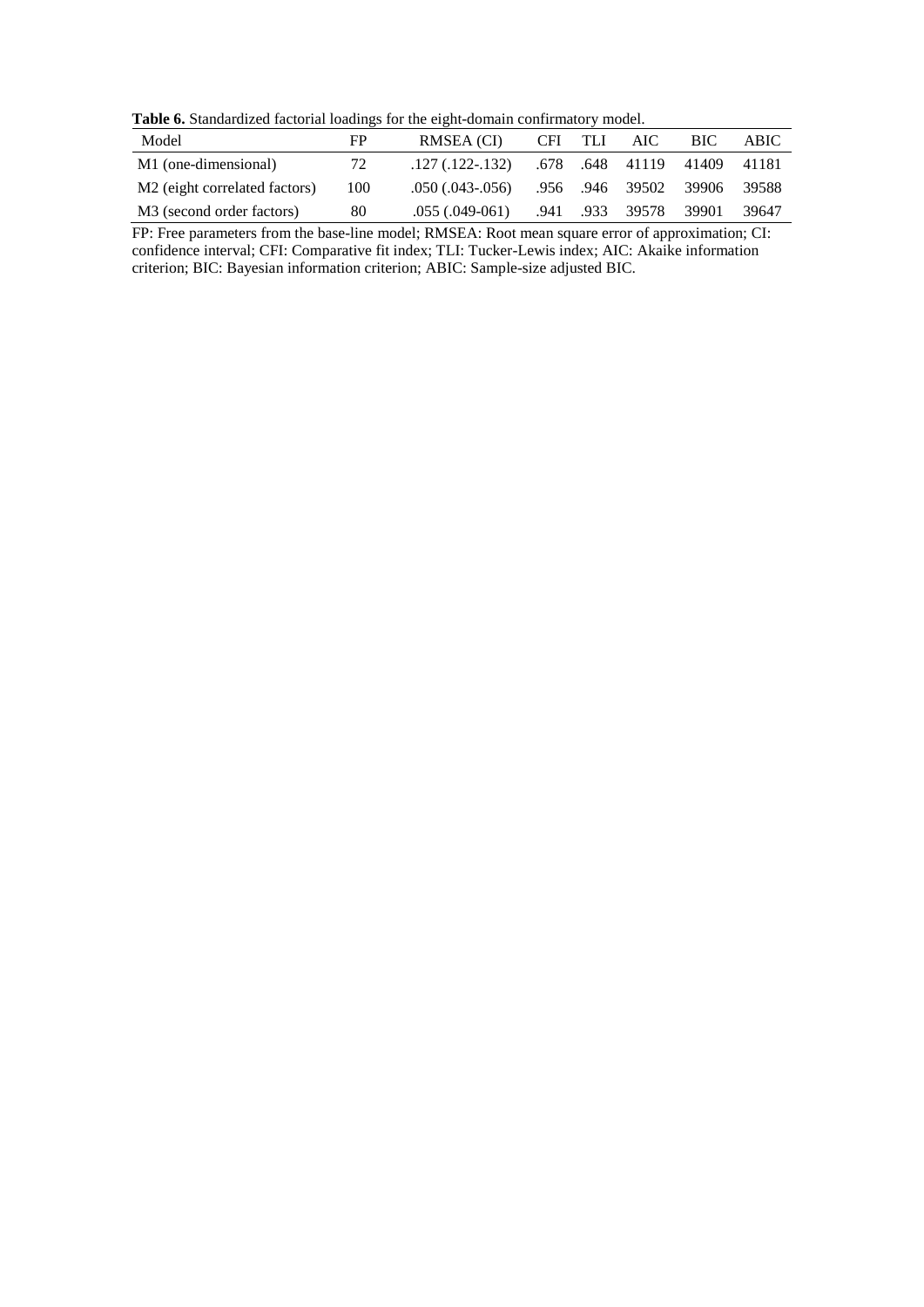**Table 6.** Standardized factorial loadings for the eight-domain confirmatory model.

| Model | FP | RMSEA (CI) | CFI | TLI | AIC | BIC | ABIC |
|---|---|---|---|---|---|---|---|
| M1 (one-dimensional) | 72 | .127 (.122-.132) | .678 | .648 | 41119 | 41409 | 41181 |
| M2 (eight correlated factors) | 100 | .050 (.043-.056) | .956 | .946 | 39502 | 39906 | 39588 |
| M3 (second order factors) | 80 | .055 (.049-061) | .941 | .933 | 39578 | 39901 | 39647 |

FP: Free parameters from the base-line model; RMSEA: Root mean square error of approximation; CI: confidence interval; CFI: Comparative fit index; TLI: Tucker-Lewis index; AIC: Akaike information criterion; BIC: Bayesian information criterion; ABIC: Sample-size adjusted BIC.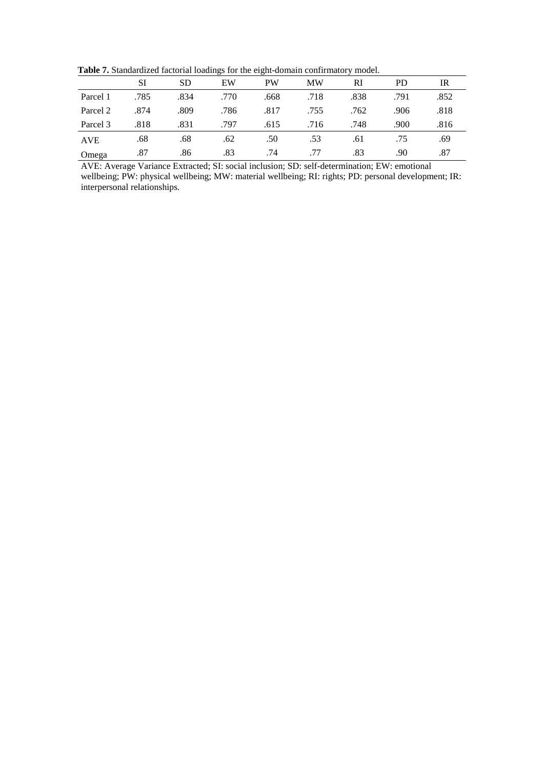**Table 7.** Standardized factorial loadings for the eight-domain confirmatory model.

| | SI | SD | EW | PW | MW | RI | PD | IR |
|---|---|---|---|---|---|---|---|---|
| Parcel 1 | .785 | .834 | .770 | .668 | .718 | .838 | .791 | .852 |
| Parcel 2 | .874 | .809 | .786 | .817 | .755 | .762 | .906 | .818 |
| Parcel 3 | .818 | .831 | .797 | .615 | .716 | .748 | .900 | .816 |
| AVE | .68 | .68 | .62 | .50 | .53 | .61 | .75 | .69 |
| Omega | .87 | .86 | .83 | .74 | .77 | .83 | .90 | .87 |

AVE: Average Variance Extracted; SI: social inclusion; SD: self-determination; EW: emotional wellbeing; PW: physical wellbeing; MW: material wellbeing; RI: rights; PD: personal development; IR: interpersonal relationships.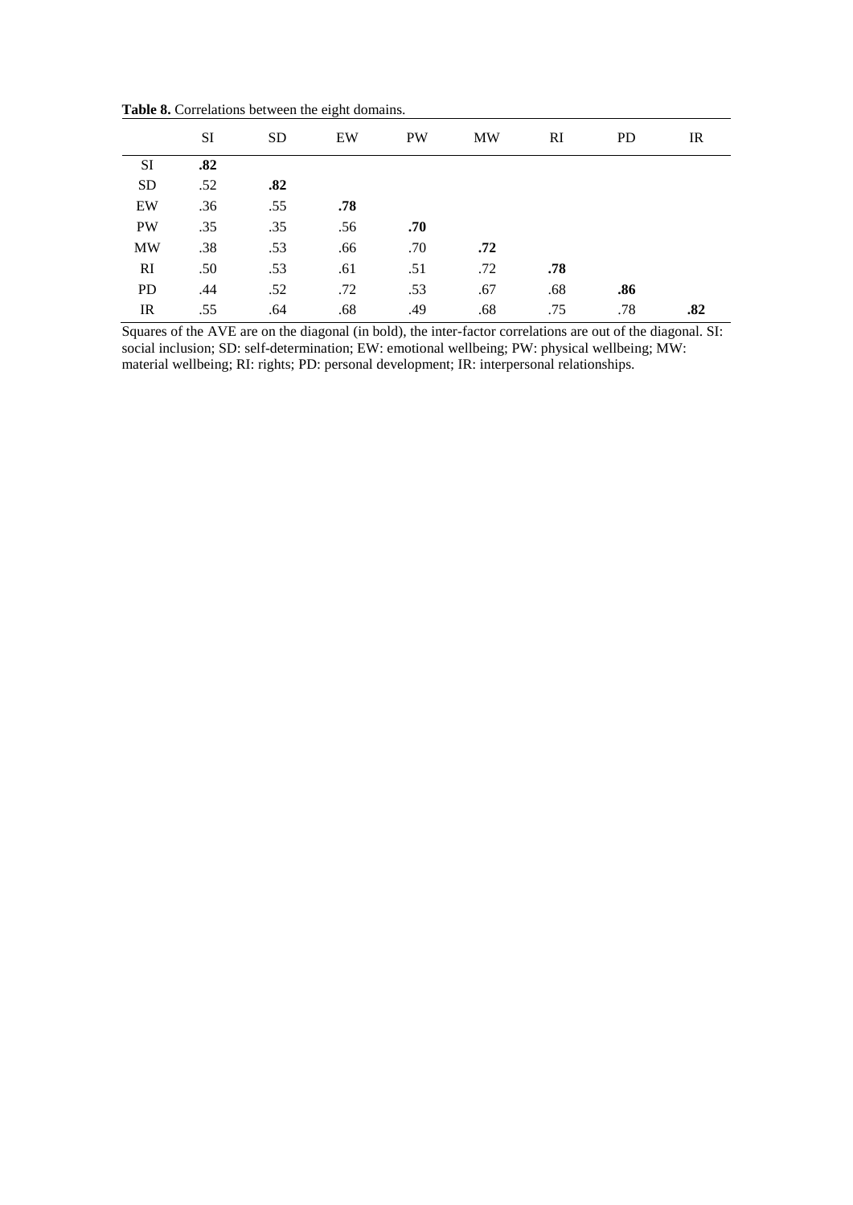**Table 8.** Correlations between the eight domains.

| | SI | SD | EW | PW | MW | RI | PD | IR |
|---|---|---|---|---|---|---|---|---|
| SI | **.82** | | | | | | | |
| SD | .52 | **.82** | | | | | | |
| EW | .36 | .55 | **.78** | | | | | |
| PW | .35 | .35 | .56 | **.70** | | | | |
| MW | .38 | .53 | .66 | .70 | **.72** | | | |
| RI | .50 | .53 | .61 | .51 | .72 | **.78** | | |
| PD | .44 | .52 | .72 | .53 | .67 | .68 | **.86** | |
| IR | .55 | .64 | .68 | .49 | .68 | .75 | .78 | **.82** |

Squares of the AVE are on the diagonal (in bold), the inter-factor correlations are out of the diagonal. SI: social inclusion; SD: self-determination; EW: emotional wellbeing; PW: physical wellbeing; MW: material wellbeing; RI: rights; PD: personal development; IR: interpersonal relationships.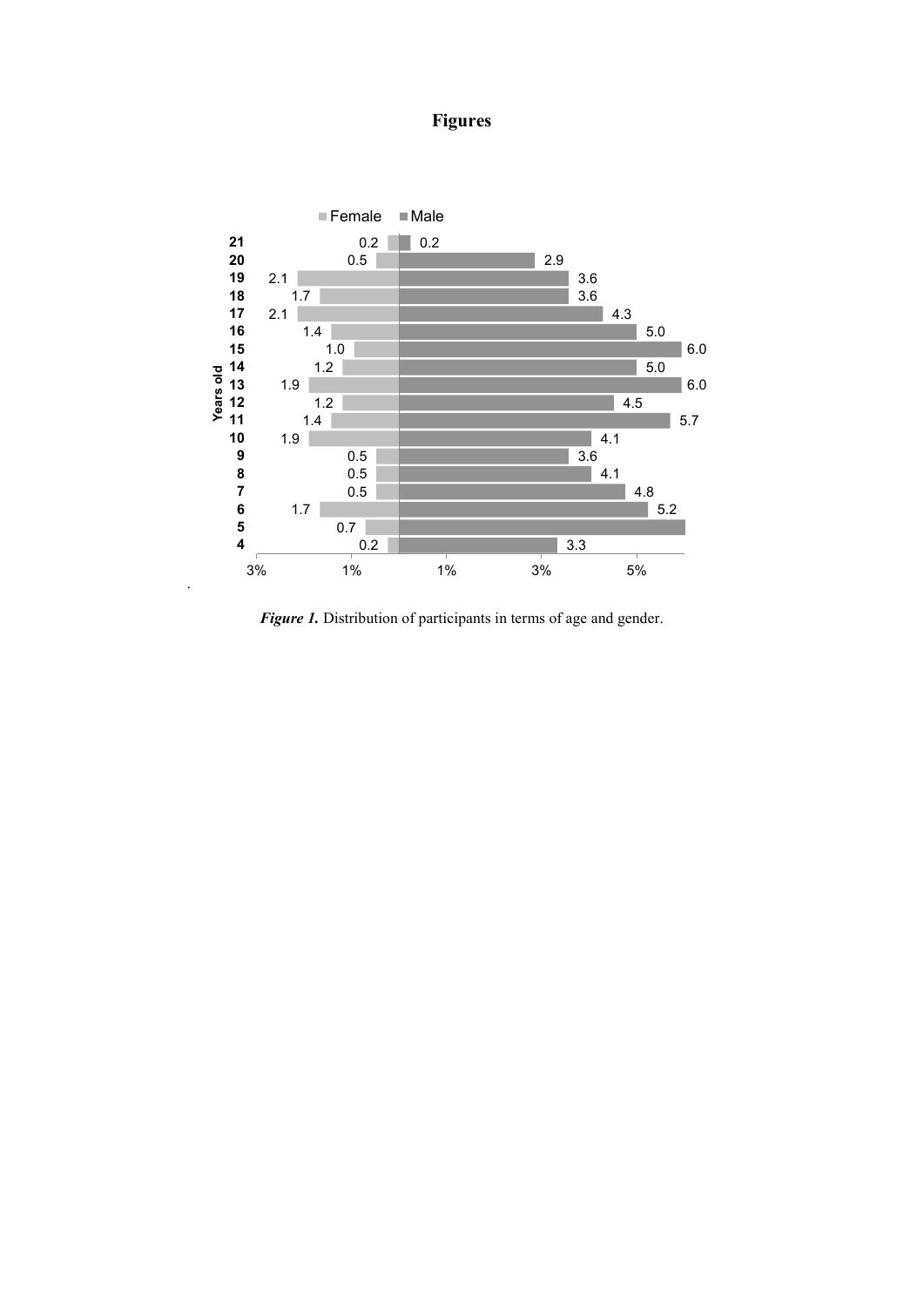# Figures

Female Male

Years old

21 0.2 0.2
20 0.5 2.9
19 2.1 3.6
18 1.7 3.6
17 2.1 4.3
16 1.4 5.0
15 1.0 6.0
14 1.2 5.0
13 1.9 6.0
12 1.2 4.5
11 1.4 5.7
10 1.9 4.1
9 0.5 3.6
8 0.5 4.1
7 0.5 4.8
6 1.7 5.2
5 0.7
4 0.2 3.3

3% 1% 1% 3% 5%

*Figure 1.* Distribution of participants in terms of age and gender.